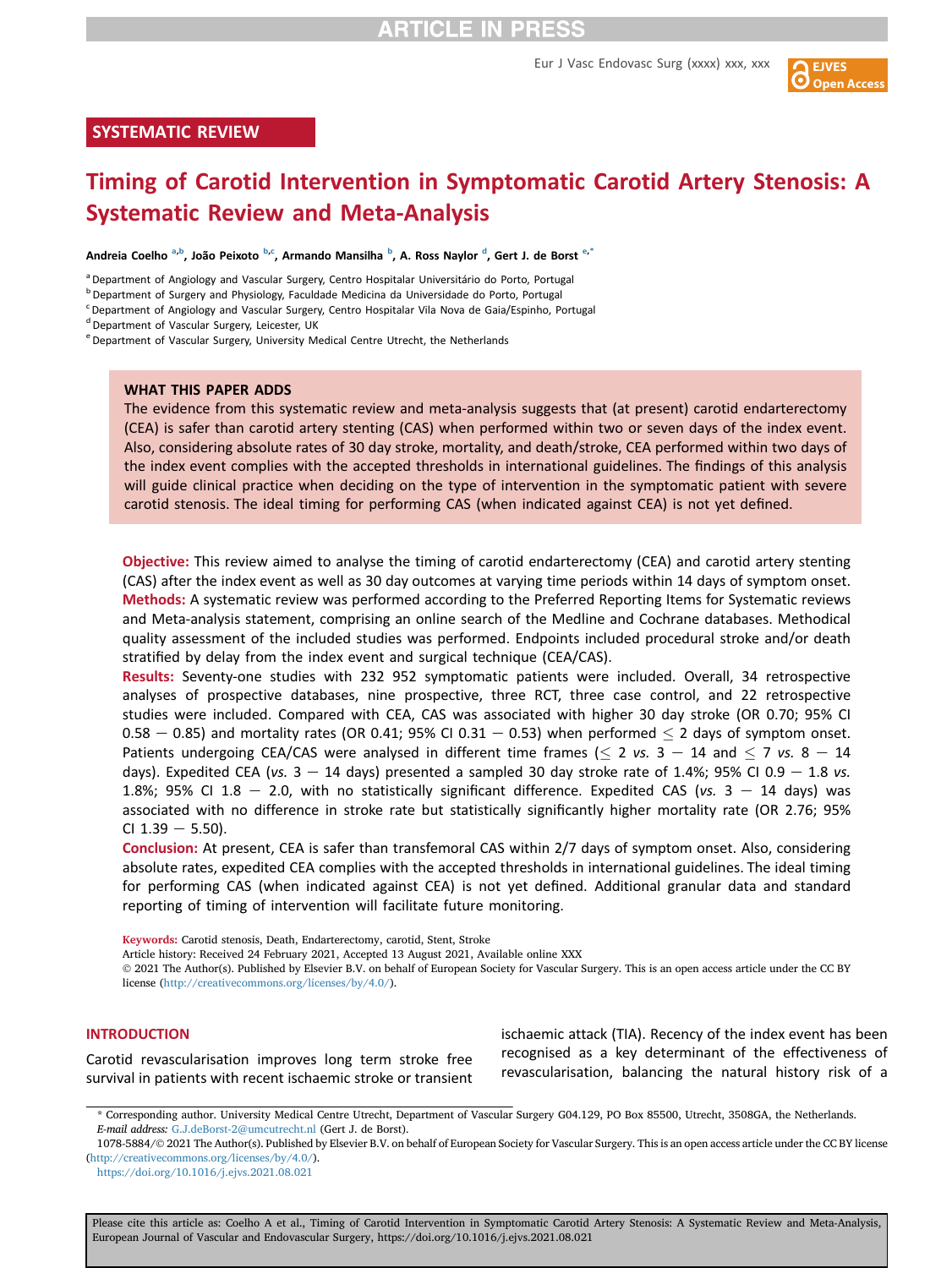SYSTEMATIC REVIEW

# Timing of Carotid Intervention in Symptomatic Carotid Artery Stenosis: A Systematic Review and Meta-Analysis

**Andreia Coelho** [a,b], **João Peixoto** [b,c], **Armando Mansilha** [b], **A. Ross Naylor** [d], **Gert J. de Borst** [e,*]

[a] Department of Angiology and Vascular Surgery, Centro Hospitalar Universitário do Porto, Portugal
[b] Department of Surgery and Physiology, Faculdade Medicina da Universidade do Porto, Portugal
[c] Department of Angiology and Vascular Surgery, Centro Hospitalar Vila Nova de Gaia/Espinho, Portugal
[d] Department of Vascular Surgery, Leicester, UK
[e] Department of Vascular Surgery, University Medical Centre Utrecht, the Netherlands

**WHAT THIS PAPER ADDS**

The evidence from this systematic review and meta-analysis suggests that (at present) carotid endarterectomy (CEA) is safer than carotid artery stenting (CAS) when performed within two or seven days of the index event. Also, considering absolute rates of 30 day stroke, mortality, and death/stroke, CEA performed within two days of the index event complies with the accepted thresholds in international guidelines. The findings of this analysis will guide clinical practice when deciding on the type of intervention in the symptomatic patient with severe carotid stenosis. The ideal timing for performing CAS (when indicated against CEA) is not yet defined.

**Objective:** This review aimed to analyse the timing of carotid endarterectomy (CEA) and carotid artery stenting (CAS) after the index event as well as 30 day outcomes at varying time periods within 14 days of symptom onset.
**Methods:** A systematic review was performed according to the Preferred Reporting Items for Systematic reviews and Meta-analysis statement, comprising an online search of the Medline and Cochrane databases. Methodical quality assessment of the included studies was performed. Endpoints included procedural stroke and/or death stratified by delay from the index event and surgical technique (CEA/CAS).
**Results:** Seventy-one studies with 232 952 symptomatic patients were included. Overall, 34 retrospective analyses of prospective databases, nine prospective, three RCT, three case control, and 22 retrospective studies were included. Compared with CEA, CAS was associated with higher 30 day stroke (OR 0.70; 95% CI 0.58 − 0.85) and mortality rates (OR 0.41; 95% CI 0.31 − 0.53) when performed $\leq$ 2 days of symptom onset. Patients undergoing CEA/CAS were analysed in different time frames ($\leq$ 2 *vs.* 3 − 14 and $\leq$ 7 *vs.* 8 − 14 days). Expedited CEA (*vs.* 3 − 14 days) presented a sampled 30 day stroke rate of 1.4%; 95% CI 0.9 − 1.8 *vs.* 1.8%; 95% CI 1.8 − 2.0, with no statistically significant difference. Expedited CAS (*vs.* 3 − 14 days) was associated with no difference in stroke rate but statistically significantly higher mortality rate (OR 2.76; 95% CI 1.39 − 5.50).
**Conclusion:** At present, CEA is safer than transfemoral CAS within 2/7 days of symptom onset. Also, considering absolute rates, expedited CEA complies with the accepted thresholds in international guidelines. The ideal timing for performing CAS (when indicated against CEA) is not yet defined. Additional granular data and standard reporting of timing of intervention will facilitate future monitoring.

**Keywords:** Carotid stenosis, Death, Endarterectomy, carotid, Stent, Stroke
Article history: Received 24 February 2021, Accepted 13 August 2021, Available online XXX
© 2021 The Author(s). Published by Elsevier B.V. on behalf of European Society for Vascular Surgery. This is an open access article under the CC BY license (http://creativecommons.org/licenses/by/4.0/).

## INTRODUCTION

Carotid revascularisation improves long term stroke free survival in patients with recent ischaemic stroke or transient ischaemic attack (TIA). Recency of the index event has been recognised as a key determinant of the effectiveness of revascularisation, balancing the natural history risk of a

\* Corresponding author. University Medical Centre Utrecht, Department of Vascular Surgery G04.129, PO Box 85500, Utrecht, 3508GA, the Netherlands.
*E-mail address:* G.J.deBorst-2@umcutrecht.nl (Gert J. de Borst).
1078-5884/© 2021 The Author(s). Published by Elsevier B.V. on behalf of European Society for Vascular Surgery. This is an open access article under the CC BY license (http://creativecommons.org/licenses/by/4.0/).
https://doi.org/10.1016/j.ejvs.2021.08.021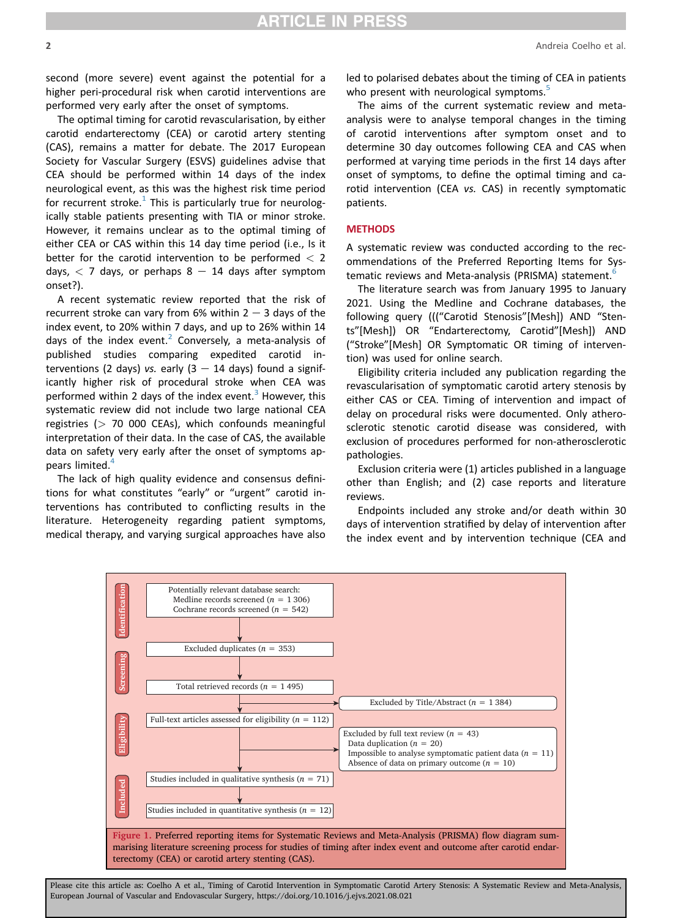second (more severe) event against the potential for a higher peri-procedural risk when carotid interventions are performed very early after the onset of symptoms.

The optimal timing for carotid revascularisation, by either carotid endarterectomy (CEA) or carotid artery stenting (CAS), remains a matter for debate. The 2017 European Society for Vascular Surgery (ESVS) guidelines advise that CEA should be performed within 14 days of the index neurological event, as this was the highest risk time period for recurrent stroke.[1] This is particularly true for neurologically stable patients presenting with TIA or minor stroke. However, it remains unclear as to the optimal timing of either CEA or CAS within this 14 day time period (i.e., Is it better for the carotid intervention to be performed $< 2$ days, $< 7$ days, or perhaps $8 - 14$ days after symptom onset?).

A recent systematic review reported that the risk of recurrent stroke can vary from 6% within $2 - 3$ days of the index event, to 20% within 7 days, and up to 26% within 14 days of the index event.[2] Conversely, a meta-analysis of published studies comparing expedited carotid interventions (2 days) *vs.* early ($3 - 14$ days) found a significantly higher risk of procedural stroke when CEA was performed within 2 days of the index event.[3] However, this systematic review did not include two large national CEA registries ($>$ 70 000 CEAs), which confounds meaningful interpretation of their data. In the case of CAS, the available data on safety very early after the onset of symptoms appears limited.[4]

The lack of high quality evidence and consensus definitions for what constitutes "early" or "urgent" carotid interventions has contributed to conflicting results in the literature. Heterogeneity regarding patient symptoms, medical therapy, and varying surgical approaches have also led to polarised debates about the timing of CEA in patients who present with neurological symptoms.[5]

The aims of the current systematic review and meta-analysis were to analyse temporal changes in the timing of carotid interventions after symptom onset and to determine 30 day outcomes following CEA and CAS when performed at varying time periods in the first 14 days after onset of symptoms, to define the optimal timing and carotid intervention (CEA *vs.* CAS) in recently symptomatic patients.

## METHODS

A systematic review was conducted according to the recommendations of the Preferred Reporting Items for Systematic reviews and Meta-analysis (PRISMA) statement.[6]

The literature search was from January 1995 to January 2021. Using the Medline and Cochrane databases, the following query ((("Carotid Stenosis"[Mesh]) AND "Stents"[Mesh]) OR "Endarterectomy, Carotid"[Mesh]) AND ("Stroke"[Mesh] OR Symptomatic OR timing of intervention) was used for online search.

Eligibility criteria included any publication regarding the revascularisation of symptomatic carotid artery stenosis by either CAS or CEA. Timing of intervention and impact of delay on procedural risks were documented. Only atherosclerotic stenotic carotid disease was considered, with exclusion of procedures performed for non-atherosclerotic pathologies.

Exclusion criteria were (1) articles published in a language other than English; and (2) case reports and literature reviews.

Endpoints included any stroke and/or death within 30 days of intervention stratified by delay of intervention after the index event and by intervention technique (CEA and

**Identification**
- Potentially relevant database search:
  - Medline records screened ($n$ = 1 306)
  - Cochrane records screened ($n$ = 542)

**Screening**
- Excluded duplicates ($n$ = 353)
- Total retrieved records ($n$ = 1 495)
  - Excluded by Title/Abstract ($n$ = 1 384)

**Eligibility**
- Full-text articles assessed for eligibility ($n$ = 112)
  - Excluded by full text review ($n$ = 43)
    - Data duplication ($n$ = 20)
    - Impossible to analyse symptomatic patient data ($n$ = 11)
    - Absence of data on primary outcome ($n$ = 10)

**Included**
- Studies included in qualitative synthesis ($n$ = 71)
- Studies included in quantitative synthesis ($n$ = 12)

Figure 1. Preferred reporting items for Systematic Reviews and Meta-Analysis (PRISMA) flow diagram summarising literature screening process for studies of timing after index event and outcome after carotid endarterectomy (CEA) or carotid artery stenting (CAS).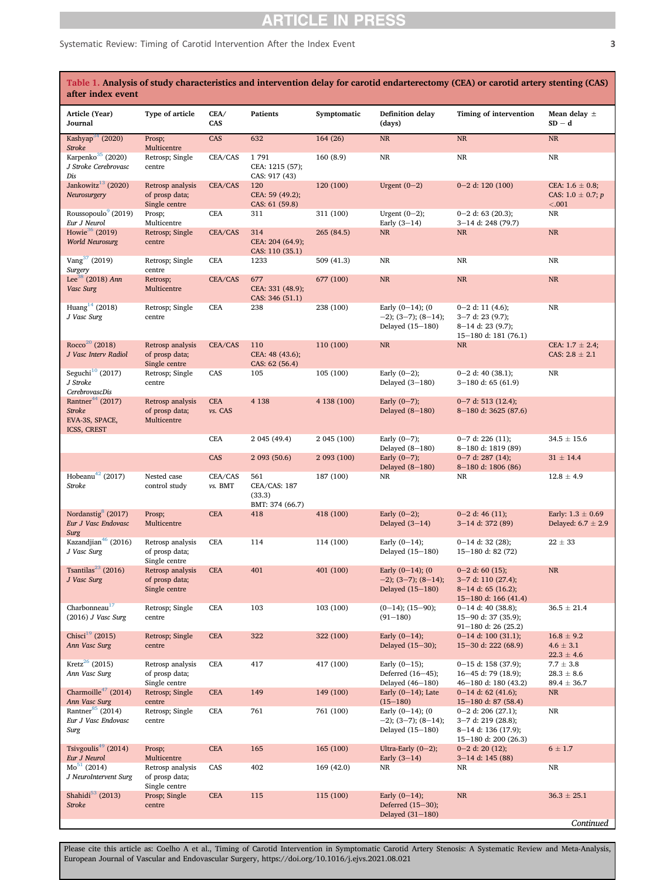**Table 1. Analysis of study characteristics and intervention delay for carotid endarterectomy (CEA) or carotid artery stenting (CAS) after index event**

| Article (Year) Journal | Type of article | CEA/ CAS | Patients | Symptomatic | Definition delay (days) | Timing of intervention | Mean delay ± SD − d |
|---|---|---|---|---|---|---|---|
| Kashyap[34] (2020) *Stroke* | Prosp; Multicentre | CAS | 632 | 164 (26) | NR | NR | NR |
| Karpenko[35] (2020) *J Stroke Cerebrovasc Dis* | Retrosp; Single centre | CEA/CAS | 1 791 CEA: 1215 (57); CAS: 917 (43) | 160 (8.9) | NR | NR | NR |
| Jankowitz[13] (2020) *Neurosurgery* | Retrosp analysis of prosp data; Single centre | CEA/CAS | 120 CEA: 59 (49.2); CAS: 61 (59.8) | 120 (100) | Urgent (0−2) | 0−2 d: 120 (100) | CEA: 1.6 ± 0.8; CAS: 1.0 ± 0.7; $p < .001$ |
| Roussopoulo[9] (2019) *Eur J Neurol* | Prosp; Multicentre | CEA | 311 | 311 (100) | Urgent (0−2); Early (3−14) | 0−2 d: 63 (20.3); 3−14 d: 248 (79.7) | NR |
| Howie[36] (2019) *World Neurosurg* | Retrosp; Single centre | CEA/CAS | 314 CEA: 204 (64.9); CAS: 110 (35.1) | 265 (84.5) | NR | NR | NR |
| Vang[37] (2019) *Surgery* | Retrosp; Single centre | CEA | 1233 | 509 (41.3) | NR | NR | NR |
| Lee[38] (2018) *Ann Vasc Surg* | Retrosp; Multicentre | CEA/CAS | 677 CEA: 331 (48.9); CAS: 346 (51.1) | 677 (100) | NR | NR | NR |
| Huang[14] (2018) *J Vasc Surg* | Retrosp; Single centre | CEA | 238 | 238 (100) | Early (0−14); (0−2); (3−7); (8−14); Delayed (15−180) | 0−2 d: 11 (4.6); 3−7 d: 23 (9.7); 8−14 d: 23 (9.7); 15−180 d: 181 (76.1) | NR |
| Rocco[20] (2018) *J Vasc Interv Radiol* | Retrosp analysis of prosp data; Single centre | CEA/CAS | 110 CEA: 48 (43.6); CAS: 62 (56.4) | 110 (100) | NR | NR | CEA: 1.7 ± 2.4; CAS: 2.8 ± 2.1 |
| Seguchi[10] (2017) *J Stroke CerebrovascDis* | Retrosp; Single centre | CAS | 105 | 105 (100) | Early (0−2); Delayed (3−180) | 0−2 d: 40 (38.1); 3−180 d: 65 (61.9) | NR |
| Rantner[44] (2017) *Stroke* EVA-3S, SPACE, ICSS, CREST | Retrosp analysis of prosp data; Multicentre | CEA *vs.* CAS | 4 138 | 4 138 (100) | Early (0−7); Delayed (8−180) | 0−7 d: 513 (12.4); 8−180 d: 3625 (87.6) | |
| | | CEA | 2 045 (49.4) | 2 045 (100) | Early (0−7); Delayed (8−180) | 0−7 d: 226 (11); 8−180 d: 1819 (89) | 34.5 ± 15.6 |
| | | CAS | 2 093 (50.6) | 2 093 (100) | Early (0−7); Delayed (8−180) | 0−7 d: 287 (14); 8−180 d: 1806 (86) | 31 ± 14.4 |
| Hobeanu[42] (2017) *Stroke* | Nested case control study | CEA/CAS *vs.* BMT | 561 CEA/CAS: 187 (33.3) BMT: 374 (66.7) | 187 (100) | NR | NR | 12.8 ± 4.9 |
| Nordanstig[8] (2017) *Eur J Vasc Endovasc Surg* | Prosp; Multicentre | CEA | 418 | 418 (100) | Early (0−2); Delayed (3−14) | 0−2 d: 46 (11); 3−14 d: 372 (89) | Early: 1.3 ± 0.69 Delayed: 6.7 ± 2.9 |
| Kazandjian[46] (2016) *J Vasc Surg* | Retrosp analysis of prosp data; Single centre | CEA | 114 | 114 (100) | Early (0−14); Delayed (15−180) | 0−14 d: 32 (28); 15−180 d: 82 (72) | 22 ± 33 |
| Tsantilas[23] (2016) *J Vasc Surg* | Retrosp analysis of prosp data; Single centre | CEA | 401 | 401 (100) | Early (0−14); (0−2); (3−7); (8−14); Delayed (15−180) | 0−2 d: 60 (15); 3−7 d: 110 (27.4); 8−14 d: 65 (16.2); 15−180 d: 166 (41.4) | NR |
| Charbonneau[17] (2016) *J Vasc Surg* | Retrosp; Single centre | CEA | 103 | 103 (100) | (0−14); (15−90); (91−180) | 0−14 d: 40 (38.8); 15−90 d: 37 (35.9); 91−180 d: 26 (25.2) | 36.5 ± 21.4 |
| Chisci[19] (2015) *Ann Vasc Surg* | Retrosp; Single centre | CEA | 322 | 322 (100) | Early (0−14); Delayed (15−30); | 0−14 d: 100 (31.1); 15−30 d: 222 (68.9) | 16.8 ± 9.2 4.6 ± 3.1 22.3 ± 4.6 |
| Kretz[26] (2015) *Ann Vasc Surg* | Retrosp analysis of prosp data; Single centre | CEA | 417 | 417 (100) | Early (0−15); Deferred (16−45); Delayed (46−180) | 0−15 d: 158 (37.9); 16−45 d: 79 (18.9); 46−180 d: 180 (43.2) | 7.7 ± 3.8 28.3 ± 8.6 89.4 ± 36.7 |
| Charmoille[47] (2014) *Ann Vasc Surg* | Retrosp; Single centre | CEA | 149 | 149 (100) | Early (0−14); Late (15−180) | 0−14 d: 62 (41.6); 15−180 d: 87 (58.4) | NR |
| Rantner[85] (2014) *Eur J Vasc Endovasc Surg* | Retrosp; Single centre | CEA | 761 | 761 (100) | Early (0−14); (0−2); (3−7); (8−14); Delayed (15−180) | 0−2 d: 206 (27.1); 3−7 d: 219 (28.8); 8−14 d: 136 (17.9); 15−180 d: 200 (26.3) | NR |
| Tsivgoulis[49] (2014) *Eur J Neurol* | Prosp; Multicentre | CEA | 165 | 165 (100) | Ultra-Early (0−2); Early (3−14) | 0−2 d: 20 (12); 3−14 d: 145 (88) | 6 ± 1.7 |
| Mo[51] (2014) *J NeuroIntervent Surg* | Retrosp analysis of prosp data; Single centre | CAS | 402 | 169 (42.0) | NR | NR | NR |
| Shahidi[53] (2013) *Stroke* | Prosp; Single centre | CEA | 115 | 115 (100) | Early (0−14); Deferred (15−30); Delayed (31−180) | NR | 36.3 ± 25.1 |

*Continued*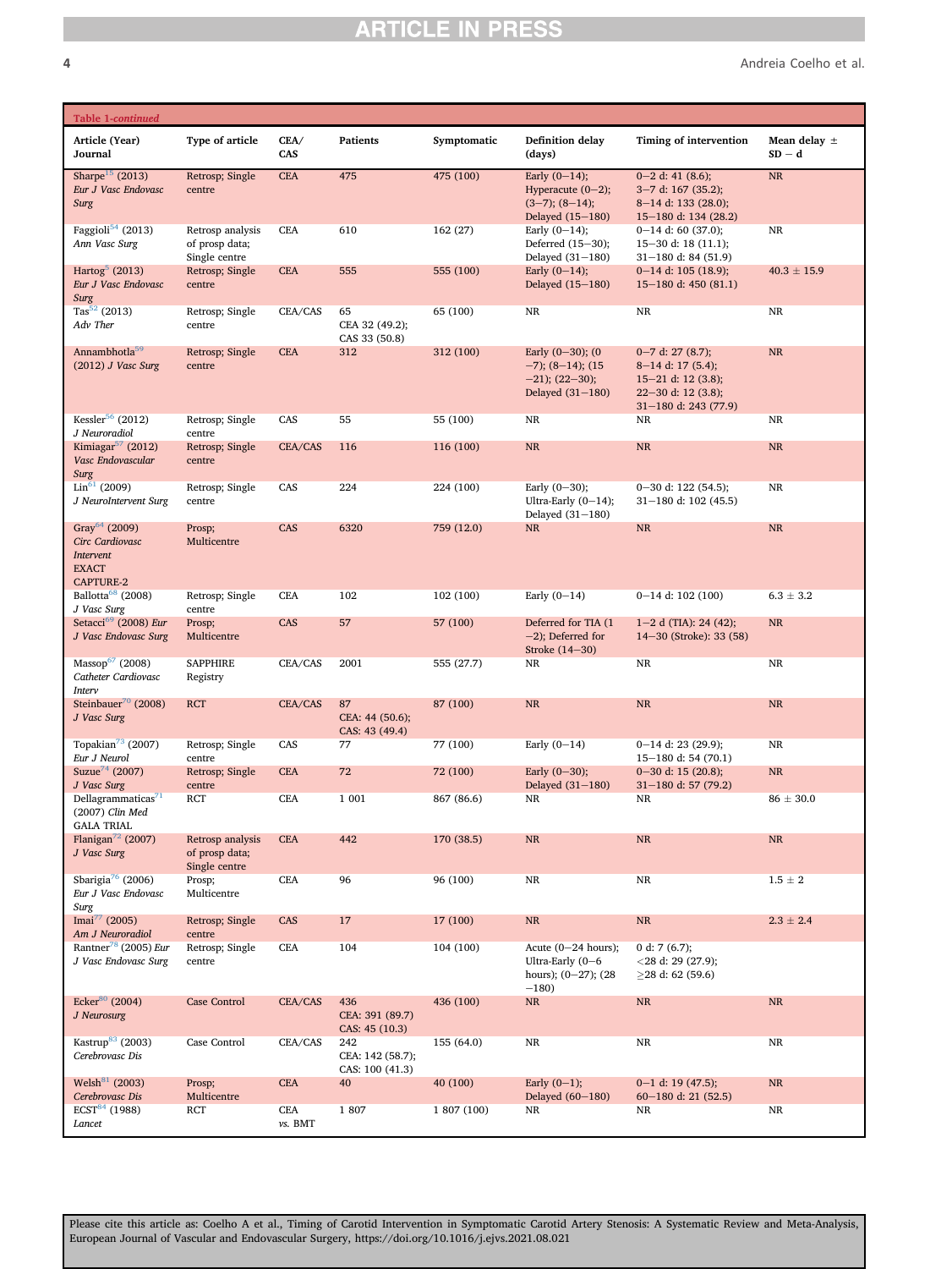**Table 1-continued**

| Article (Year) Journal | Type of article | CEA/ CAS | Patients | Symptomatic | Definition delay (days) | Timing of intervention | Mean delay ± SD − d |
|---|---|---|---|---|---|---|---|
| Sharpe[15] (2013) *Eur J Vasc Endovasc Surg* | Retrosp; Single centre | CEA | 475 | 475 (100) | Early (0−14); Hyperacute (0−2); (3−7); (8−14); Delayed (15−180) | 0−2 d: 41 (8.6); 3−7 d: 167 (35.2); 8−14 d: 133 (28.0); 15−180 d: 134 (28.2) | NR |
| Faggioli[54] (2013) *Ann Vasc Surg* | Retrosp analysis of prosp data; Single centre | CEA | 610 | 162 (27) | Early (0−14); Deferred (15−30); Delayed (31−180) | 0−14 d: 60 (37.0); 15−30 d: 18 (11.1); 31−180 d: 84 (51.9) | NR |
| Hartog[5] (2013) *Eur J Vasc Endovasc Surg* | Retrosp; Single centre | CEA | 555 | 555 (100) | Early (0−14); Delayed (15−180) | 0−14 d: 105 (18.9); 15−180 d: 450 (81.1) | 40.3 ± 15.9 |
| Tas[52] (2013) *Adv Ther* | Retrosp; Single centre | CEA/CAS | 65 CEA 32 (49.2); CAS 33 (50.8) | 65 (100) | NR | NR | NR |
| Annambhotla[59] (2012) *J Vasc Surg* | Retrosp; Single centre | CEA | 312 | 312 (100) | Early (0−30); (0−7); (8−14); (15−21); (22−30); Delayed (31−180) | 0−7 d: 27 (8.7); 8−14 d: 17 (5.4); 15−21 d: 12 (3.8); 22−30 d: 12 (3.8); 31−180 d: 243 (77.9) | NR |
| Kessler[56] (2012) *J Neuroradiol* | Retrosp; Single centre | CAS | 55 | 55 (100) | NR | NR | NR |
| Kimiagar[57] (2012) *Vasc Endovascular Surg* | Retrosp; Single centre | CEA/CAS | 116 | 116 (100) | NR | NR | NR |
| Lin[61] (2009) *J NeuroIntervent Surg* | Retrosp; Single centre | CAS | 224 | 224 (100) | Early (0−30); Ultra-Early (0−14); Delayed (31−180) | 0−30 d: 122 (54.5); 31−180 d: 102 (45.5) | NR |
| Gray[64] (2009) *Circ Cardiovasc Intervent* EXACT CAPTURE-2 | Prosp; Multicentre | CAS | 6320 | 759 (12.0) | NR | NR | NR |
| Ballotta[68] (2008) *J Vasc Surg* | Retrosp; Single centre | CEA | 102 | 102 (100) | Early (0−14) | 0−14 d: 102 (100) | 6.3 ± 3.2 |
| Setacci[69] (2008) *Eur J Vasc Endovasc Surg* | Prosp; Multicentre | CAS | 57 | 57 (100) | Deferred for TIA (1−2); Deferred for Stroke (14−30) | 1−2 d (TIA): 24 (42); 14−30 (Stroke): 33 (58) | NR |
| Massop[67] (2008) *Catheter Cardiovasc Interv* | SAPPHIRE Registry | CEA/CAS | 2001 | 555 (27.7) | NR | NR | NR |
| Steinbauer[70] (2008) *J Vasc Surg* | RCT | CEA/CAS | 87 CEA: 44 (50.6); CAS: 43 (49.4) | 87 (100) | NR | NR | NR |
| Topakian[73] (2007) *Eur J Neurol* | Retrosp; Single centre | CAS | 77 | 77 (100) | Early (0−14) | 0−14 d: 23 (29.9); 15−180 d: 54 (70.1) | NR |
| Suzue[74] (2007) *J Vasc Surg* | Retrosp; Single centre | CEA | 72 | 72 (100) | Early (0−30); Delayed (31−180) | 0−30 d: 15 (20.8); 31−180 d: 57 (79.2) | NR |
| Dellagrammaticas[71] (2007) *Clin Med* GALA TRIAL | RCT | CEA | 1 001 | 867 (86.6) | NR | NR | 86 ± 30.0 |
| Flanigan[72] (2007) *J Vasc Surg* | Retrosp analysis of prosp data; Single centre | CEA | 442 | 170 (38.5) | NR | NR | NR |
| Sbarigia[76] (2006) *Eur J Vasc Endovasc Surg* | Prosp; Multicentre | CEA | 96 | 96 (100) | NR | NR | 1.5 ± 2 |
| Imai[77] (2005) *Am J Neuroradiol* | Retrosp; Single centre | CAS | 17 | 17 (100) | NR | NR | 2.3 ± 2.4 |
| Rantner[78] (2005) *Eur J Vasc Endovasc Surg* | Retrosp; Single centre | CEA | 104 | 104 (100) | Acute (0−24 hours); Ultra-Early (0−6 hours); (0−27); (28−180) | 0 d: 7 (6.7); <28 d: 29 (27.9); ≥28 d: 62 (59.6) | |
| Ecker[80] (2004) *J Neurosurg* | Case Control | CEA/CAS | 436 CEA: 391 (89.7) CAS: 45 (10.3) | 436 (100) | NR | NR | NR |
| Kastrup[83] (2003) *Cerebrovasc Dis* | Case Control | CEA/CAS | 242 CEA: 142 (58.7); CAS: 100 (41.3) | 155 (64.0) | NR | NR | NR |
| Welsh[81] (2003) *Cerebrovasc Dis* | Prosp; Multicentre | CEA | 40 | 40 (100) | Early (0−1); Delayed (60−180) | 0−1 d: 19 (47.5); 60−180 d: 21 (52.5) | NR |
| ECST[84] (1988) *Lancet* | RCT | CEA *vs.* BMT | 1 807 | 1 807 (100) | NR | NR | NR |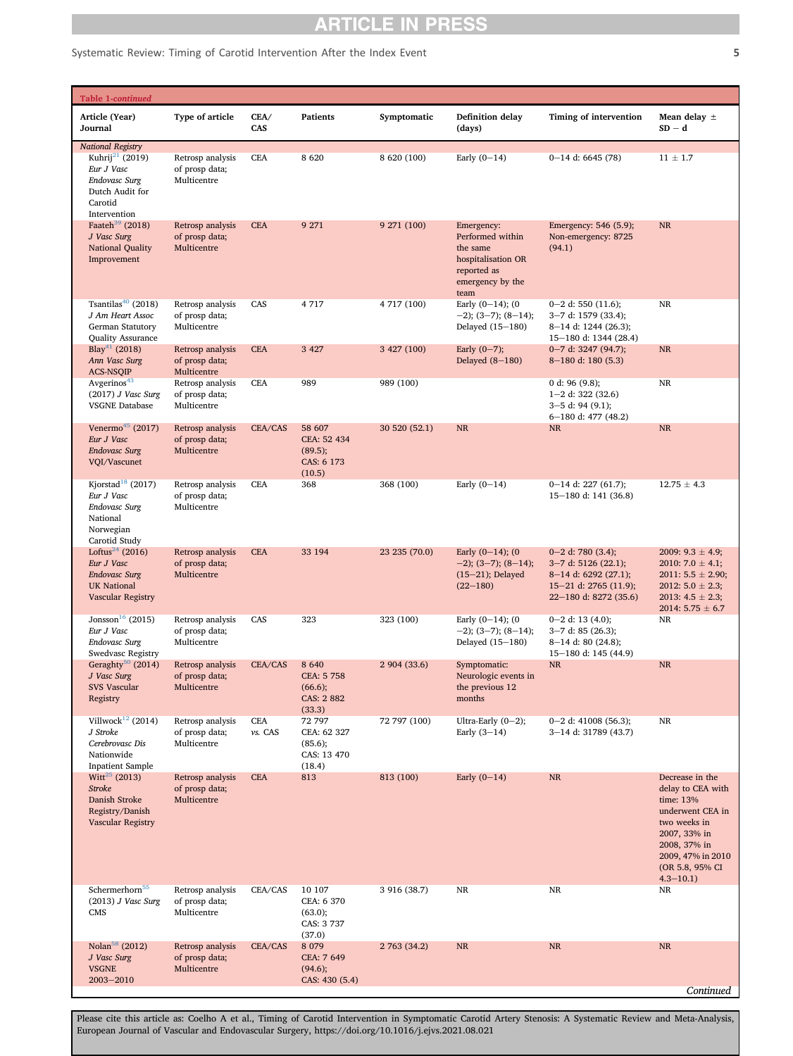**Table 1-continued**

| Article (Year) Journal | Type of article | CEA/ CAS | Patients | Symptomatic | Definition delay (days) | Timing of intervention | Mean delay ± SD − d |
|---|---|---|---|---|---|---|---|
| *National Registry* | | | | | | | |
| Kuhrij[21] (2019) *Eur J Vasc Endovasc Surg* Dutch Audit for Carotid Intervention | Retrosp analysis of prosp data; Multicentre | CEA | 8 620 | 8 620 (100) | Early (0−14) | 0−14 d: 6645 (78) | 11 ± 1.7 |
| Faateh[39] (2018) *J Vasc Surg* National Quality Improvement | Retrosp analysis of prosp data; Multicentre | CEA | 9 271 | 9 271 (100) | Emergency: Performed within the same hospitalisation OR reported as emergency by the team | Emergency: 546 (5.9); Non-emergency: 8725 (94.1) | NR |
| Tsantilas[40] (2018) *J Am Heart Assoc* German Statutory Quality Assurance | Retrosp analysis of prosp data; Multicentre | CAS | 4 717 | 4 717 (100) | Early (0−14); (0−2); (3−7); (8−14); Delayed (15−180) | 0−2 d: 550 (11.6); 3−7 d: 1579 (33.4); 8−14 d: 1244 (26.3); 15−180 d: 1344 (28.4) | NR |
| Blay[41] (2018) *Ann Vasc Surg* ACS-NSQIP | Retrosp analysis of prosp data; Multicentre | CEA | 3 427 | 3 427 (100) | Early (0−7); Delayed (8−180) | 0−7 d: 3247 (94.7); 8−180 d: 180 (5.3) | NR |
| Avgerinos[43] (2017) *J Vasc Surg* VSGNE Database | Retrosp analysis of prosp data; Multicentre | CEA | 989 | 989 (100) | | 0 d: 96 (9.8); 1−2 d: 322 (32.6) 3−5 d: 94 (9.1); 6−180 d: 477 (48.2) | NR |
| Venermo[45] (2017) *Eur J Vasc Endovasc Surg* VQI/Vascunet | Retrosp analysis of prosp data; Multicentre | CEA/CAS | 58 607 CEA: 52 434 (89.5); CAS: 6 173 (10.5) | 30 520 (52.1) | NR | NR | NR |
| Kjorstad[18] (2017) *Eur J Vasc Endovasc Surg* National Norwegian Carotid Study | Retrosp analysis of prosp data; Multicentre | CEA | 368 | 368 (100) | Early (0−14) | 0−14 d: 227 (61.7); 15−180 d: 141 (36.8) | 12.75 ± 4.3 |
| Loftus[24] (2016) *Eur J Vasc Endovasc Surg* UK National Vascular Registry | Retrosp analysis of prosp data; Multicentre | CEA | 33 194 | 23 235 (70.0) | Early (0−14); (0−2); (3−7); (8−14); (15−21); Delayed (22−180) | 0−2 d: 780 (3.4); 3−7 d: 5126 (22.1); 8−14 d: 6292 (27.1); 15−21 d: 2765 (11.9); 22−180 d: 8272 (35.6) | 2009: 9.3 ± 4.9; 2010: 7.0 ± 4.1; 2011: 5.5 ± 2.90; 2012: 5.0 ± 2.3; 2013: 4.5 ± 2.3; 2014: 5.75 ± 6.7 |
| Jonsson[16] (2015) *Eur J Vasc Endovasc Surg* Swedvasc Registry | Retrosp analysis of prosp data; Multicentre | CAS | 323 | 323 (100) | Early (0−14); (0−2); (3−7); (8−14); Delayed (15−180) | 0−2 d: 13 (4.0); 3−7 d: 85 (26.3); 8−14 d: 80 (24.8); 15−180 d: 145 (44.9) | NR |
| Geraghty[50] (2014) *J Vasc Surg* SVS Vascular Registry | Retrosp analysis of prosp data; Multicentre | CEA/CAS | 8 640 CEA: 5 758 (66.6); CAS: 2 882 (33.3) | 2 904 (33.6) | Symptomatic: Neurologic events in the previous 12 months | NR | NR |
| Villwock[12] (2014) *J Stroke Cerebrovasc Dis* Nationwide Inpatient Sample | Retrosp analysis of prosp data; Multicentre | CEA *vs.* CAS | 72 797 CEA: 62 327 (85.6); CAS: 13 470 (18.4) | 72 797 (100) | Ultra-Early (0−2); Early (3−14) | 0−2 d: 41008 (56.3); 3−14 d: 31789 (43.7) | NR |
| Witt[25] (2013) *Stroke* Danish Stroke Registry/Danish Vascular Registry | Retrosp analysis of prosp data; Multicentre | CEA | 813 | 813 (100) | Early (0−14) | NR | Decrease in the delay to CEA with time: 13% underwent CEA in two weeks in 2007, 33% in 2008, 37% in 2009, 47% in 2010 (OR 5.8, 95% CI 4.3−10.1) |
| Schermerhorn[55] (2013) *J Vasc Surg* CMS | Retrosp analysis of prosp data; Multicentre | CEA/CAS | 10 107 CEA: 6 370 (63.0); CAS: 3 737 (37.0) | 3 916 (38.7) | NR | NR | NR |
| Nolan[58] (2012) *J Vasc Surg* VSGNE 2003−2010 | Retrosp analysis of prosp data; Multicentre | CEA/CAS | 8 079 CEA: 7 649 (94.6); CAS: 430 (5.4) | 2 763 (34.2) | NR | NR | NR |

*Continued*

Please cite this article as: Coelho A et al., Timing of Carotid Intervention in Symptomatic Carotid Artery Stenosis: A Systematic Review and Meta-Analysis, European Journal of Vascular and Endovascular Surgery, https://doi.org/10.1016/j.ejvs.2021.08.021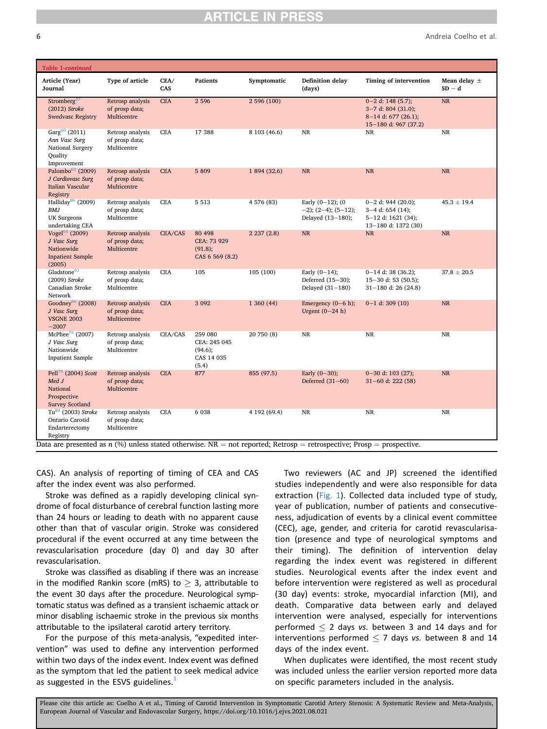**Table 1-continued**

| Article (Year) Journal | Type of article | CEA/ CAS | Patients | Symptomatic | Definition delay (days) | Timing of intervention | Mean delay ± SD − d |
|---|---|---|---|---|---|---|---|
| Stromberg[27] (2012) *Stroke* Swedvasc Registry | Retrosp analysis of prosp data; Multicentre | CEA | 2 596 | 2 596 (100) | | 0−2 d: 148 (5.7); 3−7 d: 804 (31.0); 8−14 d: 677 (26.1); 15−180 d: 967 (37.2) | NR |
| Garg[60] (2011) *Ann Vasc Surg* National Surgery Quality Improvement | Retrosp analysis of prosp data; Multicentre | CEA | 17 388 | 8 103 (46.6) | NR | NR | NR |
| Palombo[62] (2009) *J Cardiovasc Surg* Italian Vascular Registry | Retrosp analysis of prosp data; Multicentre | CEA | 5 809 | 1 894 (32.6) | NR | NR | NR |
| Halliday[86] (2009) *BMJ* UK Surgeons undertaking CEA | Retrosp analysis of prosp data; Multicentre | CEA | 5 513 | 4 576 (83) | Early (0−12); (0 −2); (2−4); (5−12); Delayed (13−180); | 0−2 d: 944 (20.0); 3−4 d: 654 (14); 5−12 d: 1621 (34); 13−180 d: 1372 (30) | 45.3 ± 19.4 |
| Vogel[65] (2009) *J Vasc Surg* Nationwide Inpatient Sample (2005) | Retrosp analysis of prosp data; Multicentre | CEA/CAS | 80 498 CEA: 73 929 (91.8); CAS 6 569 (8.2) | 2 237 (2.8) | NR | NR | NR |
| Gladstone[63] (2009) *Stroke* Canadian Stroke Network | Retrosp analysis of prosp data; Multicentre | CEA | 105 | 105 (100) | Early (0−14); Deferred (15−30); Delayed (31−180) | 0−14 d: 38 (36.2); 15−30 d: 53 (50.5); 31−180 d: 26 (24.8) | 37.8 ± 20.5 |
| Goodney[66] (2008) *J Vasc Surg* VSGNE 2003 −2007 | Retrosp analysis of prosp data; Multicentree | CEA | 3 092 | 1 360 (44) | Emergency (0−6 h); Urgent (0−24 h) | 0−1 d: 309 (10) | NR |
| McPhee[75] (2007) *J Vasc Surg* Nationwide Inpatient Sample | Retrosp analysis of prosp data; Multicentre | CEA/CAS | 259 080 CEA: 245 045 (94.6); CAS 14 035 (5.4) | 20 750 (8) | NR | NR | NR |
| Pell[79] (2004) *Scott Med J* National Prospective Survey Scotland | Retrosp analysis of prosp data; Multicentre | CEA | 877 | 855 (97.5) | Early (0−30); Deferred (31−60) | 0−30 d: 103 (27); 31−60 d: 222 (58) | NR |
| Tu[82] (2003) *Stroke* Ontario Carotid Endarterectomy Registry | Retrosp analysis of prosp data; Multicentre | CEA | 6 038 | 4 192 (69.4) | NR | NR | NR |

Data are presented as *n* (%) unless stated otherwise. NR = not reported; Retrosp = retrospective; Prosp = prospective.

CAS). An analysis of reporting of timing of CEA and CAS after the index event was also performed.

Stroke was defined as a rapidly developing clinical syndrome of focal disturbance of cerebral function lasting more than 24 hours or leading to death with no apparent cause other than that of vascular origin. Stroke was considered procedural if the event occurred at any time between the revascularisation procedure (day 0) and day 30 after revascularisation.

Stroke was classified as disabling if there was an increase in the modified Rankin score (mRS) to $\geq$ 3, attributable to the event 30 days after the procedure. Neurological symptomatic status was defined as a transient ischaemic attack or minor disabling ischaemic stroke in the previous six months attributable to the ipsilateral carotid artery territory.

For the purpose of this meta-analysis, "expedited intervention" was used to define any intervention performed within two days of the index event. Index event was defined as the symptom that led the patient to seek medical advice as suggested in the ESVS guidelines.[1]

Two reviewers (AC and JP) screened the identified studies independently and were also responsible for data extraction (Fig. 1). Collected data included type of study, year of publication, number of patients and consecutiveness, adjudication of events by a clinical event committee (CEC), age, gender, and criteria for carotid revascularisation (presence and type of neurological symptoms and their timing). The definition of intervention delay regarding the index event was registered in different studies. Neurological events after the index event and before intervention were registered as well as procedural (30 day) events: stroke, myocardial infarction (MI), and death. Comparative data between early and delayed intervention were analysed, especially for interventions performed $\leq$ 2 days *vs.* between 3 and 14 days and for interventions performed $\leq$ 7 days *vs.* between 8 and 14 days of the index event.

When duplicates were identified, the most recent study was included unless the earlier version reported more data on specific parameters included in the analysis.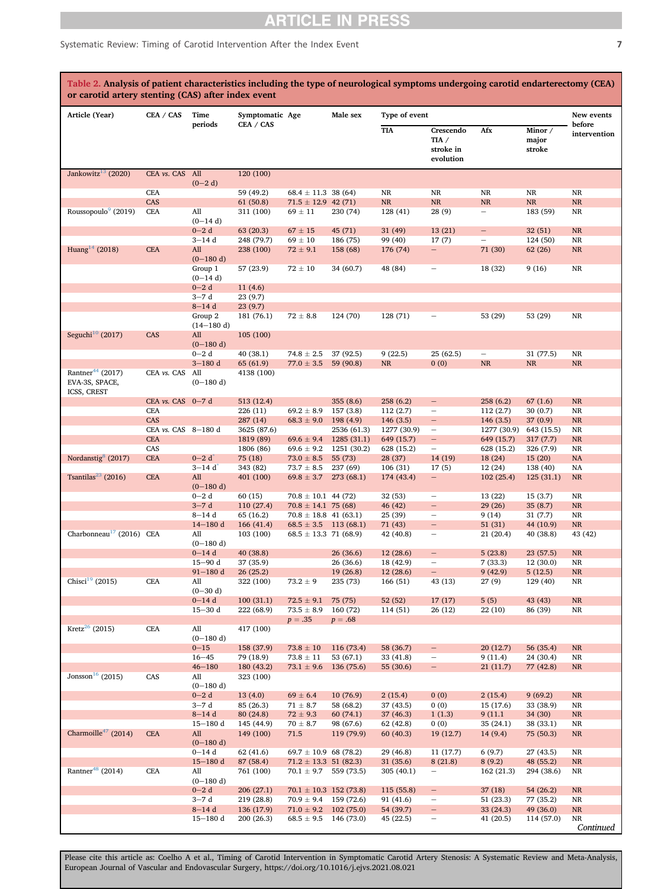**Table 2. Analysis of patient characteristics including the type of neurological symptoms undergoing carotid endarterectomy (CEA) or carotid artery stenting (CAS) after index event**

| Article (Year) | CEA / CAS | Time periods | Symptomatic CEA / CAS | Age | Male sex | Type of event | | | | New events before intervention |
|---|---|---|---|---|---|---|---|---|---|---|
| | | | | | | TIA | Crescendo TIA / stroke in evolution | Afx | Minor / major stroke | |
| Jankowitz[13] (2020) | CEA vs. CAS | All (0–2 d) | 120 (100) | | | | | | | |
| | CEA | | 59 (49.2) | 68.4 ± 11.3 | 38 (64) | NR | NR | NR | NR | NR |
| | CAS | | 61 (50.8) | 71.5 ± 12.9 | 42 (71) | NR | NR | NR | NR | NR |
| Roussopoulo[9] (2019) | CEA | All (0–14 d) | 311 (100) | 69 ± 11 | 230 (74) | 128 (41) | 28 (9) | – | 183 (59) | NR |
| | | 0–2 d | 63 (20.3) | 67 ± 15 | 45 (71) | 31 (49) | 13 (21) | – | 32 (51) | NR |
| | | 3–14 d | 248 (79.7) | 69 ± 10 | 186 (75) | 99 (40) | 17 (7) | – | 124 (50) | NR |
| Huang[14] (2018) | CEA | All (0–180 d) | 238 (100) | 72 ± 9.1 | 158 (68) | 176 (74) | – | 71 (30) | 62 (26) | NR |
| | | Group 1 (0–14 d) | 57 (23.9) | 72 ± 10 | 34 (60.7) | 48 (84) | – | 18 (32) | 9 (16) | NR |
| | | 0–2 d | 11 (4.6) | | | | | | | |
| | | 3–7 d | 23 (9.7) | | | | | | | |
| | | 8–14 d | 23 (9.7) | | | | | | | |
| | | Group 2 (14–180 d) | 181 (76.1) | 72 ± 8.8 | 124 (70) | 128 (71) | – | 53 (29) | 53 (29) | NR |
| Seguchi[10] (2017) | CAS | All (0–180 d) | 105 (100) | | | | | | | |
| | | 0–2 d | 40 (38.1) | 74.8 ± 2.5 | 37 (92.5) | 9 (22.5) | 25 (62.5) | – | 31 (77.5) | NR |
| | | 3–180 d | 65 (61.9) | 77.0 ± 3.5 | 59 (90.8) | NR | 0 (0) | NR | NR | NR |
| Rantner[44] (2017) EVA-3S, SPACE, ICSS, CREST | CEA vs. CAS | All (0–180 d) | 4138 (100) | | | | | | | |
| | CEA vs. CAS | 0–7 d | 513 (12.4) | | 355 (8.6) | 258 (6.2) | – | 258 (6.2) | 67 (1.6) | NR |
| | CEA | | 226 (11) | 69.2 ± 8.9 | 157 (3.8) | 112 (2.7) | – | 112 (2.7) | 30 (0.7) | NR |
| | CAS | | 287 (14) | 68.3 ± 9.0 | 198 (4.9) | 146 (3.5) | – | 146 (3.5) | 37 (0.9) | NR |
| | CEA vs. CAS | 8–180 d | 3625 (87.6) | | 2536 (61.3) | 1277 (30.9) | – | 1277 (30.9) | 643 (15.5) | NR |
| | CEA | | 1819 (89) | 69.6 ± 9.4 | 1285 (31.1) | 649 (15.7) | – | 649 (15.7) | 317 (7.7) | NR |
| | CAS | | 1806 (86) | 69.6 ± 9.2 | 1251 (30.2) | 628 (15.2) | – | 628 (15.2) | 326 (7.9) | NR |
| Nordanstig[8] (2017) | CEA | 0–2 d* | 75 (18) | 73.0 ± 8.5 | 55 (73) | 28 (37) | 14 (19) | 18 (24) | 15 (20) | NA |
| | | 3–14 d* | 343 (82) | 73.7 ± 8.5 | 237 (69) | 106 (31) | 17 (5) | 12 (24) | 138 (40) | NA |
| Tsantilas[23] (2016) | CEA | All (0–180 d) | 401 (100) | 69.8 ± 3.7 | 273 (68.1) | 174 (43.4) | – | 102 (25.4) | 125 (31.1) | NR |
| | | 0–2 d | 60 (15) | 70.8 ± 10.1 | 44 (72) | 32 (53) | – | 13 (22) | 15 (3.7) | NR |
| | | 3–7 d | 110 (27.4) | 70.8 ± 14.1 | 75 (68) | 46 (42) | – | 29 (26) | 35 (8.7) | NR |
| | | 8–14 d | 65 (16.2) | 70.8 ± 18.8 | 41 (63.1) | 25 (39) | – | 9 (14) | 31 (7.7) | NR |
| | | 14–180 d | 166 (41.4) | 68.5 ± 3.5 | 113 (68.1) | 71 (43) | – | 51 (31) | 44 (10.9) | NR |
| Charbonneau[17] (2016) | CEA | All (0–180 d) | 103 (100) | 68.5 ± 13.3 | 71 (68.9) | 42 (40.8) | – | 21 (20.4) | 40 (38.8) | 43 (42) |
| | | 0–14 d | 40 (38.8) | | 26 (36.6) | 12 (28.6) | – | 5 (23.8) | 23 (57.5) | NR |
| | | 15–90 d | 37 (35.9) | | 26 (36.6) | 18 (42.9) | – | 7 (33.3) | 12 (30.0) | NR |
| | | 91–180 d | 26 (25.2) | | 19 (26.8) | 12 (28.6) | – | 9 (42.9) | 5 (12.5) | NR |
| Chisci[19] (2015) | CEA | All (0–30 d) | 322 (100) | 73.2 ± 9 | 235 (73) | 166 (51) | 43 (13) | 27 (9) | 129 (40) | NR |
| | | 0–14 d | 100 (31.1) | 72.5 ± 9.1 | 75 (75) | 52 (52) | 17 (17) | 5 (5) | 43 (43) | NR |
| | | 15–30 d | 222 (68.9) | 73.5 ± 8.9 | 160 (72) | 114 (51) | 26 (12) | 22 (10) | 86 (39) | NR |
| | | | | $p = .35$ | $p = .68$ | | | | | |
| Kretz[26] (2015) | CEA | All (0–180 d) | 417 (100) | | | | | | | |
| | | 0–15 | 158 (37.9) | 73.8 ± 10 | 116 (73.4) | 58 (36.7) | – | 20 (12.7) | 56 (35.4) | NR |
| | | 16–45 | 79 (18.9) | 73.8 ± 11 | 53 (67.1) | 33 (41.8) | – | 9 (11.4) | 24 (30.4) | NR |
| | | 46–180 | 180 (43.2) | 73.1 ± 9.6 | 136 (75.6) | 55 (30.6) | – | 21 (11.7) | 77 (42.8) | NR |
| Jonsson[16] (2015) | CAS | All (0–180 d) | 323 (100) | | | | | | | |
| | | 0–2 d | 13 (4.0) | 69 ± 6.4 | 10 (76.9) | 2 (15.4) | 0 (0) | 2 (15.4) | 9 (69.2) | NR |
| | | 3–7 d | 85 (26.3) | 71 ± 8.7 | 58 (68.2) | 37 (43.5) | 0 (0) | 15 (17.6) | 33 (38.9) | NR |
| | | 8–14 d | 80 (24.8) | 72 ± 9.3 | 60 (74.1) | 37 (46.3) | 1 (1.3) | 9 (11.1 | 34 (30) | NR |
| | | 15–180 d | 145 (44.9) | 70 ± 8.7 | 98 (67.6) | 62 (42.8) | 0 (0) | 35 (24.1) | 38 (33.1) | NR |
| Charmoille[47] (2014) | CEA | All (0–180 d) | 149 (100) | 71.5 | 119 (79.9) | 60 (40.3) | 19 (12.7) | 14 (9.4) | 75 (50.3) | NR |
| | | 0–14 d | 62 (41.6) | 69.7 ± 10.9 | 68 (78.2) | 29 (46.8) | 11 (17.7) | 6 (9.7) | 27 (43.5) | NR |
| | | 15–180 d | 87 (58.4) | 71.2 ± 13.3 | 51 (82.3) | 31 (35.6) | 8 (21.8) | 8 (9.2) | 48 (55.2) | NR |
| Rantner[48] (2014) | CEA | All (0–180 d) | 761 (100) | 70.1 ± 9.7 | 559 (73.5) | 305 (40.1) | – | 162 (21.3) | 294 (38.6) | NR |
| | | 0–2 d | 206 (27.1) | 70.1 ± 10.3 | 152 (73.8) | 115 (55.8) | – | 37 (18) | 54 (26.2) | NR |
| | | 3–7 d | 219 (28.8) | 70.9 ± 9.4 | 159 (72.6) | 91 (41.6) | – | 51 (23.3) | 77 (35.2) | NR |
| | | 8–14 d | 136 (17.9) | 71.0 ± 9.2 | 102 (75.0) | 54 (39.7) | – | 33 (24.3) | 49 (36.0) | NR |
| | | 15–180 d | 200 (26.3) | 68.5 ± 9.5 | 146 (73.0) | 45 (22.5) | – | 41 (20.5) | 114 (57.0) | NR |

*Continued*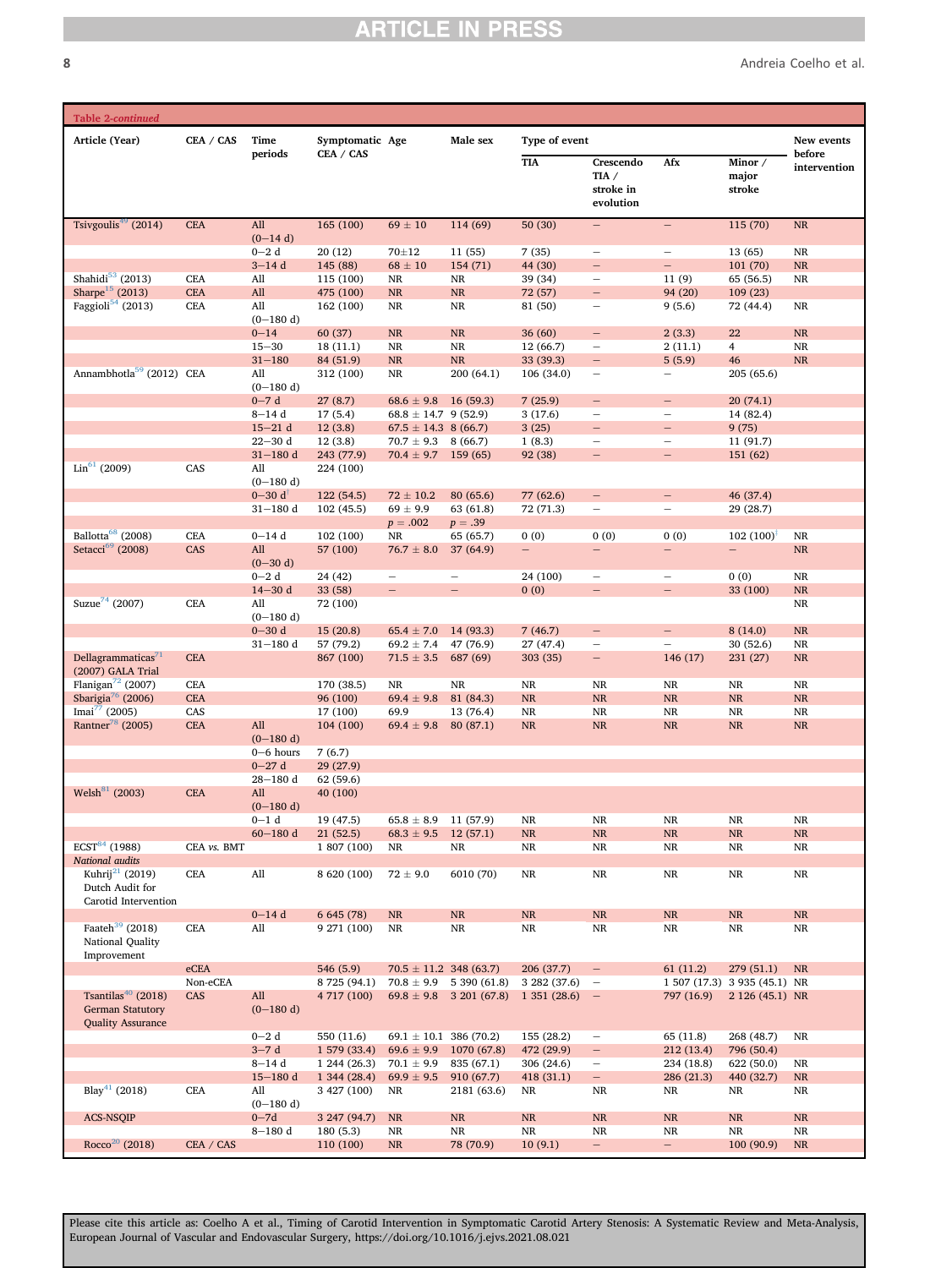**Table 2-continued**

| Article (Year) | CEA / CAS | Time periods | Symptomatic CEA / CAS | Age | Male sex | Type of event | | | | New events before intervention |
|---|---|---|---|---|---|---|---|---|---|---|
| | | | | | | TIA | Crescendo TIA / stroke in evolution | Afx | Minor / major stroke | |
| Tsivgoulis[49] (2014) | CEA | All (0–14 d) | 165 (100) | 69 ± 10 | 114 (69) | 50 (30) | – | – | 115 (70) | NR |
| | | 0–2 d | 20 (12) | 70±12 | 11 (55) | 7 (35) | – | – | 13 (65) | NR |
| | | 3–14 d | 145 (88) | 68 ± 10 | 154 (71) | 44 (30) | – | – | 101 (70) | NR |
| Shahidi[53] (2013) | CEA | All | 115 (100) | NR | NR | 39 (34) | – | 11 (9) | 65 (56.5) | NR |
| Sharpe[15] (2013) | CEA | All | 475 (100) | NR | NR | 72 (57) | – | 94 (20) | 109 (23) | |
| Faggioli[54] (2013) | CEA | All (0–180 d) | 162 (100) | NR | NR | 81 (50) | – | 9 (5.6) | 72 (44.4) | NR |
| | | 0–14 | 60 (37) | NR | NR | 36 (60) | – | 2 (3.3) | 22 | NR |
| | | 15–30 | 18 (11.1) | NR | NR | 12 (66.7) | – | 2 (11.1) | 4 | NR |
| | | 31–180 | 84 (51.9) | NR | NR | 33 (39.3) | – | 5 (5.9) | 46 | NR |
| Annambhotla[59] (2012) | CEA | All (0–180 d) | 312 (100) | NR | 200 (64.1) | 106 (34.0) | – | – | 205 (65.6) | |
| | | 0–7 d | 27 (8.7) | 68.6 ± 9.8 | 16 (59.3) | 7 (25.9) | – | – | 20 (74.1) | |
| | | 8–14 d | 17 (5.4) | 68.8 ± 14.7 | 9 (52.9) | 3 (17.6) | – | – | 14 (82.4) | |
| | | 15–21 d | 12 (3.8) | 67.5 ± 14.3 | 8 (66.7) | 3 (25) | – | – | 9 (75) | |
| | | 22–30 d | 12 (3.8) | 70.7 ± 9.3 | 8 (66.7) | 1 (8.3) | – | – | 11 (91.7) | |
| | | 31–180 d | 243 (77.9) | 70.4 ± 9.7 | 159 (65) | 92 (38) | – | – | 151 (62) | |
| Lin[61] (2009) | CAS | All (0–180 d) | 224 (100) | | | | | | | |
| | | 0–30 d[†] | 122 (54.5) | 72 ± 10.2 | 80 (65.6) | 77 (62.6) | – | – | 46 (37.4) | |
| | | 31–180 d | 102 (45.5) | 69 ± 9.9 | 63 (61.8) | 72 (71.3) | – | – | 29 (28.7) | |
| | | | | $p = .002$ | $p = .39$ | | | | | |
| Ballotta[68] (2008) | CEA | 0–14 d | 102 (100) | NR | 65 (65.7) | 0 (0) | 0 (0) | 0 (0) | 102 (100)[‡] | NR |
| Setacci[69] (2008) | CAS | All (0–30 d) | 57 (100) | 76.7 ± 8.0 | 37 (64.9) | – | – | – | – | NR |
| | | 0–2 d | 24 (42) | – | – | 24 (100) | – | – | 0 (0) | NR |
| | | 14–30 d | 33 (58) | – | – | 0 (0) | – | – | 33 (100) | NR |
| Suzue[74] (2007) | CEA | All (0–180 d) | 72 (100) | | | | | | | NR |
| | | 0–30 d | 15 (20.8) | 65.4 ± 7.0 | 14 (93.3) | 7 (46.7) | – | – | 8 (14.0) | NR |
| | | 31–180 d | 57 (79.2) | 69.2 ± 7.4 | 47 (76.9) | 27 (47.4) | – | – | 30 (52.6) | NR |
| Dellagrammaticas[71] (2007) GALA Trial | CEA | | 867 (100) | 71.5 ± 3.5 | 687 (69) | 303 (35) | – | 146 (17) | 231 (27) | NR |
| Flanigan[72] (2007) | CEA | | 170 (38.5) | NR | NR | NR | NR | NR | NR | NR |
| Sbarigia[76] (2006) | CEA | | 96 (100) | 69.4 ± 9.8 | 81 (84.3) | NR | NR | NR | NR | NR |
| Imai[77] (2005) | CAS | | 17 (100) | 69.9 | 13 (76.4) | NR | NR | NR | NR | NR |
| Rantner[78] (2005) | CEA | All (0–180 d) | 104 (100) | 69.4 ± 9.8 | 80 (87.1) | NR | NR | NR | NR | NR |
| | | 0–6 hours | 7 (6.7) | | | | | | | |
| | | 0–27 d | 29 (27.9) | | | | | | | |
| | | 28–180 d | 62 (59.6) | | | | | | | |
| Welsh[81] (2003) | CEA | All (0–180 d) | 40 (100) | | | | | | | |
| | | 0–1 d | 19 (47.5) | 65.8 ± 8.9 | 11 (57.9) | NR | NR | NR | NR | NR |
| | | 60–180 d | 21 (52.5) | 68.3 ± 9.5 | 12 (57.1) | NR | NR | NR | NR | NR |
| ECST[84] (1988) | CEA *vs.* BMT | | 1 807 (100) | NR | NR | NR | NR | NR | NR | NR |
| *National audits* | | | | | | | | | | |
| Kuhrij[21] (2019) Dutch Audit for Carotid Intervention | CEA | All | 8 620 (100) | 72 ± 9.0 | 6010 (70) | NR | NR | NR | NR | NR |
| | | 0–14 d | 6 645 (78) | NR | NR | NR | NR | NR | NR | NR |
| Faateh[39] (2018) National Quality Improvement | CEA | All | 9 271 (100) | NR | NR | NR | NR | NR | NR | NR |
| | eCEA | | 546 (5.9) | 70.5 ± 11.2 | 348 (63.7) | 206 (37.7) | – | 61 (11.2) | 279 (51.1) | NR |
| | Non-eCEA | | 8 725 (94.1) | 70.8 ± 9.9 | 5 390 (61.8) | 3 282 (37.6) | – | 1 507 (17.3) | 3 935 (45.1) | NR |
| Tsantilas[40] (2018) German Statutory Quality Assurance | CAS | All (0–180 d) | 4 717 (100) | 69.8 ± 9.8 | 3 201 (67.8) | 1 351 (28.6) | – | 797 (16.9) | 2 126 (45.1) | NR |
| | | 0–2 d | 550 (11.6) | 69.1 ± 10.1 | 386 (70.2) | 155 (28.2) | – | 65 (11.8) | 268 (48.7) | NR |
| | | 3–7 d | 1 579 (33.4) | 69.6 ± 9.9 | 1070 (67.8) | 472 (29.9) | – | 212 (13.4) | 796 (50.4) | |
| | | 8–14 d | 1 244 (26.3) | 70.1 ± 9.9 | 835 (67.1) | 306 (24.6) | – | 234 (18.8) | 622 (50.0) | NR |
| | | 15–180 d | 1 344 (28.4) | 69.9 ± 9.5 | 910 (67.7) | 418 (31.1) | – | 286 (21.3) | 440 (32.7) | NR |
| Blay[41] (2018) | CEA | All (0–180 d) | 3 427 (100) | NR | 2181 (63.6) | NR | NR | NR | NR | NR |
| ACS-NSQIP | | 0–7d | 3 247 (94.7) | NR | NR | NR | NR | NR | NR | NR |
| | | 8–180 d | 180 (5.3) | NR | NR | NR | NR | NR | NR | NR |
| Rocco[20] (2018) | CEA / CAS | | 110 (100) | NR | 78 (70.9) | 10 (9.1) | – | – | 100 (90.9) | NR |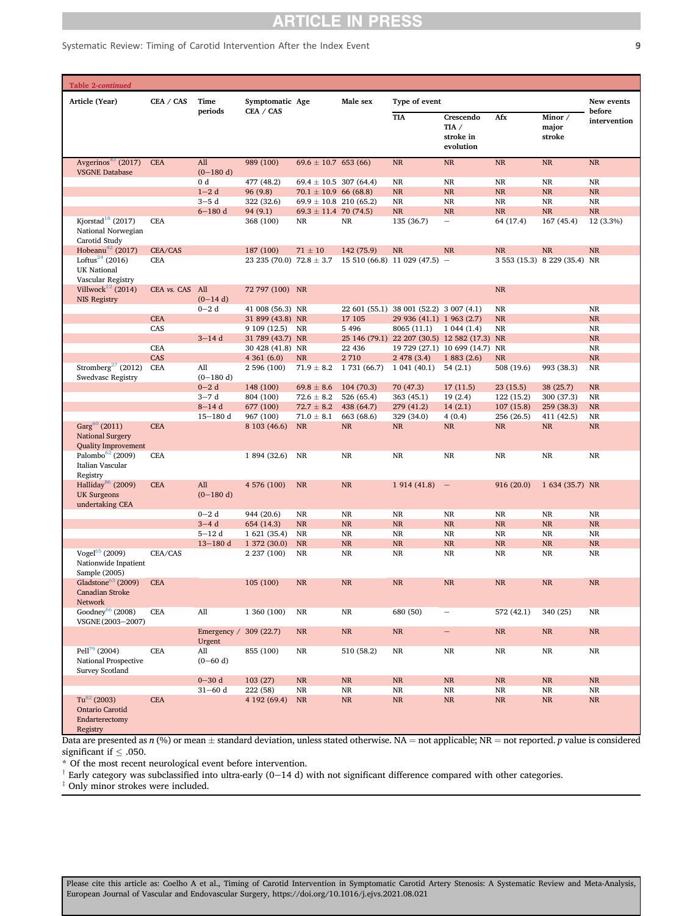**Table 2-continued**

| Article (Year) | CEA / CAS | Time periods | Symptomatic CEA / CAS | Age | Male sex | Type of event | | | | New events before intervention |
|---|---|---|---|---|---|---|---|---|---|---|
| | | | | | | TIA | Crescendo TIA / stroke in evolution | Afx | Minor / major stroke | |
| Avgerinos[43] (2017) VSGNE Database | CEA | All (0−180 d) | 989 (100) | 69.6 ± 10.7 | 653 (66) | NR | NR | NR | NR | NR |
| | | 0 d | 477 (48.2) | 69.4 ± 10.5 | 307 (64.4) | NR | NR | NR | NR | NR |
| | | 1−2 d | 96 (9.8) | 70.1 ± 10.9 | 66 (68.8) | NR | NR | NR | NR | NR |
| | | 3−5 d | 322 (32.6) | 69.9 ± 10.8 | 210 (65.2) | NR | NR | NR | NR | NR |
| | | 6−180 d | 94 (9.1) | 69.3 ± 11.4 | 70 (74.5) | NR | NR | NR | NR | NR |
| Kjorstad[18] (2017) National Norwegian Carotid Study | CEA | | 368 (100) | NR | NR | 135 (36.7) | − | 64 (17.4) | 167 (45.4) | 12 (3.3%) |
| Hobeanu[42] (2017) | CEA/CAS | | 187 (100) | 71 ± 10 | 142 (75.9) | NR | NR | NR | NR | NR |
| Loftus[24] (2016) UK National Vascular Registry | CEA | | 23 235 (70.0) | 72.8 ± 3.7 | 15 510 (66.8) | 11 029 (47.5) | − | 3 553 (15.3) | 8 229 (35.4) | NR |
| Villwock[12] (2014) NIS Registry | CEA vs. CAS | All (0−14 d) | 72 797 (100) | NR | | | | NR | | |
| | | 0−2 d | 41 008 (56.3) | NR | 22 601 (55.1) | 38 001 (52.2) | 3 007 (4.1) | NR | | NR |
| | CEA | | 31 899 (43.8) | NR | 17 105 | 29 936 (41.1) | 1 963 (2.7) | NR | | NR |
| | CAS | | 9 109 (12.5) | NR | 5 496 | 8065 (11.1) | 1 044 (1.4) | NR | | NR |
| | | 3−14 d | 31 789 (43.7) | NR | 25 146 (79.1) | 22 207 (30.5) | 12 582 (17.3) | NR | | NR |
| | CEA | | 30 428 (41.8) | NR | 22 436 | 19 729 (27.1) | 10 699 (14.7) | NR | | NR |
| | CAS | | 4 361 (6.0) | NR | 2 710 | 2 478 (3.4) | 1 883 (2.6) | NR | | NR |
| Stromberg[27] (2012) Swedvasc Registry | CEA | All (0−180 d) | 2 596 (100) | 71.9 ± 8.2 | 1 731 (66.7) | 1 041 (40.1) | 54 (2.1) | 508 (19.6) | 993 (38.3) | NR |
| | | 0−2 d | 148 (100) | 69.8 ± 8.6 | 104 (70.3) | 70 (47.3) | 17 (11.5) | 23 (15.5) | 38 (25.7) | NR |
| | | 3−7 d | 804 (100) | 72.6 ± 8.2 | 526 (65.4) | 363 (45.1) | 19 (2.4) | 122 (15.2) | 300 (37.3) | NR |
| | | 8−14 d | 677 (100) | 72.7 ± 8.2 | 438 (64.7) | 279 (41.2) | 14 (2.1) | 107 (15.8) | 259 (38.3) | NR |
| | | 15−180 d | 967 (100) | 71.0 ± 8.1 | 663 (68.6) | 329 (34.0) | 4 (0.4) | 256 (26.5) | 411 (42.5) | NR |
| Garg[60] (2011) National Surgery Quality Improvement | CEA | | 8 103 (46.6) | NR | NR | NR | NR | NR | NR | NR |
| Palombo[62] (2009) Italian Vascular Registry | CEA | | 1 894 (32.6) | NR | NR | NR | NR | NR | NR | NR |
| Halliday[86] (2009) UK Surgeons undertaking CEA | CEA | All (0−180 d) | 4 576 (100) | NR | NR | 1 914 (41.8) | − | 916 (20.0) | 1 634 (35.7) | NR |
| | | 0−2 d | 944 (20.6) | NR | NR | NR | NR | NR | NR | NR |
| | | 3−4 d | 654 (14.3) | NR | NR | NR | NR | NR | NR | NR |
| | | 5−12 d | 1 621 (35.4) | NR | NR | NR | NR | NR | NR | NR |
| | | 13−180 d | 1 372 (30.0) | NR | NR | NR | NR | NR | NR | NR |
| Vogel[65] (2009) Nationwide Inpatient Sample (2005) | CEA/CAS | | 2 237 (100) | NR | NR | NR | NR | NR | NR | NR |
| Gladstone[63] (2009) Canadian Stroke Network | CEA | | 105 (100) | NR | NR | NR | NR | NR | NR | NR |
| Goodney[66] (2008) VSGNE (2003−2007) | CEA | All | 1 360 (100) | NR | NR | 680 (50) | − | 572 (42.1) | 340 (25) | NR |
| | | Emergency / Urgent | 309 (22.7) | NR | NR | NR | − | NR | NR | NR |
| Pell[79] (2004) National Prospective Survey Scotland | CEA | All (0−60 d) | 855 (100) | NR | 510 (58.2) | NR | NR | NR | NR | NR |
| | | 0−30 d | 103 (27) | NR | NR | NR | NR | NR | NR | NR |
| | | 31−60 d | 222 (58) | NR | NR | NR | NR | NR | NR | NR |
| Tu[82] (2003) Ontario Carotid Endarterectomy Registry | CEA | | 4 192 (69.4) | NR | NR | NR | NR | NR | NR | NR |

Data are presented as *n* (%) or mean ± standard deviation, unless stated otherwise. NA = not applicable; NR = not reported. *p* value is considered significant if ≤ .050.

\* Of the most recent neurological event before intervention.

† Early category was subclassified into ultra-early (0−14 d) with not significant difference compared with other categories.

‡ Only minor strokes were included.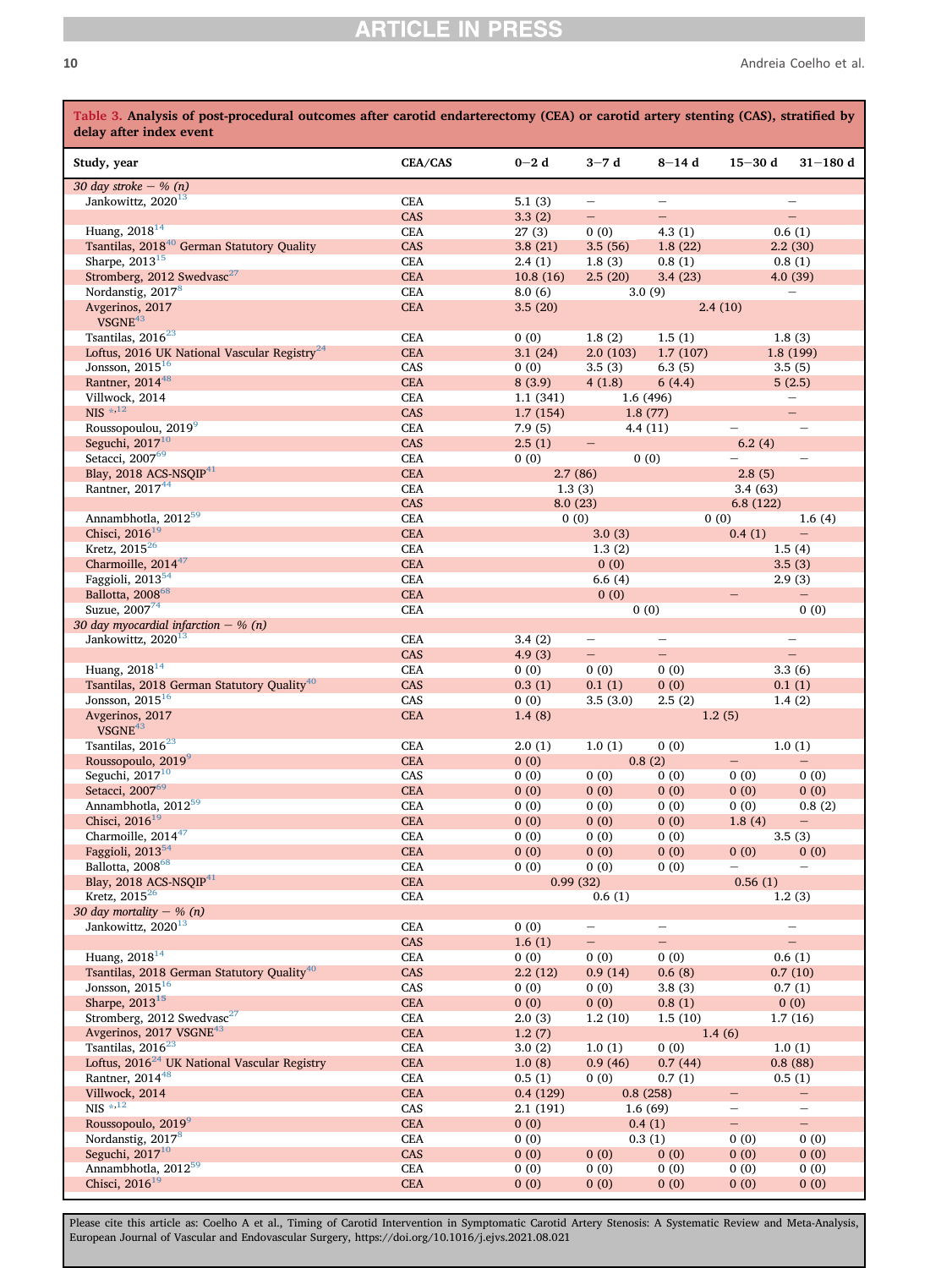**Table 3. Analysis of post-procedural outcomes after carotid endarterectomy (CEA) or carotid artery stenting (CAS), stratified by delay after index event**

| Study, year | CEA/CAS | 0–2 d | 3–7 d | 8–14 d | 15–30 d | 31–180 d |
|---|---|---|---|---|---|---|
| *30 day stroke – % (n)* | | | | | | |
| Jankowitz, 2020[13] | CEA | 5.1 (3) | – | – | – | |
| | CAS | 3.3 (2) | – | – | – | |
| Huang, 2018[14] | CEA | 27 (3) | 0 (0) | 4.3 (1) | 0.6 (1) | |
| Tsantilas, 2018[40] German Statutory Quality | CAS | 3.8 (21) | 3.5 (56) | 1.8 (22) | 2.2 (30) | |
| Sharpe, 2013[15] | CEA | 2.4 (1) | 1.8 (3) | 0.8 (1) | 0.8 (1) | |
| Stromberg, 2012 Swedvasc[27] | CEA | 10.8 (16) | 2.5 (20) | 3.4 (23) | 4.0 (39) | |
| Nordanstig, 2017[8] | CEA | 8.0 (6) | 3.0 (9) | | – | |
| Avgerinos, 2017 VSGNE[43] | CEA | 3.5 (20) | | 2.4 (10) | | |
| Tsantilas, 2016[23] | CEA | 0 (0) | 1.8 (2) | 1.5 (1) | 1.8 (3) | |
| Loftus, 2016 UK National Vascular Registry[24] | CEA | 3.1 (24) | 2.0 (103) | 1.7 (107) | 1.8 (199) | |
| Jonsson, 2015[16] | CAS | 0 (0) | 3.5 (3) | 6.3 (5) | 3.5 (5) | |
| Rantner, 2014[48] | CEA | 8 (3.9) | 4 (1.8) | 6 (4.4) | 5 (2.5) | |
| Villwock, 2014 | CEA | 1.1 (341) | 1.6 (496) | | – | |
| NIS *,[12] | CAS | 1.7 (154) | 1.8 (77) | | – | |
| Roussopoulou, 2019[9] | CEA | 7.9 (5) | 4.4 (11) | | – | – |
| Seguchi, 2017[10] | CAS | 2.5 (1) | – | | 6.2 (4) | |
| Setacci, 2007[69] | CEA | 0 (0) | 0 (0) | | – | – |
| Blay, 2018 ACS-NSQIP[41] | CEA | 2.7 (86) | | | 2.8 (5) | |
| Rantner, 2017[44] | CEA | 1.3 (3) | | | 3.4 (63) | |
| | CAS | 8.0 (23) | | | 6.8 (122) | |
| Annambhotla, 2012[59] | CEA | 0 (0) | | | 0 (0) | 1.6 (4) |
| Chisci, 2016[19] | CEA | | 3.0 (3) | | 0.4 (1) | – |
| Kretz, 2015[26] | CEA | | 1.3 (2) | | 1.5 (4) | |
| Charmoille, 2014[47] | CEA | | 0 (0) | | 3.5 (3) | |
| Faggioli, 2013[54] | CEA | | 6.6 (4) | | 2.9 (3) | |
| Ballotta, 2008[68] | CEA | | 0 (0) | | – | – |
| Suzue, 2007[74] | CEA | | | 0 (0) | | 0 (0) |
| *30 day myocardial infarction – % (n)* | | | | | | |
| Jankowitz, 2020[13] | CEA | 3.4 (2) | – | – | – | |
| | CAS | 4.9 (3) | – | – | – | |
| Huang, 2018[14] | CEA | 0 (0) | 0 (0) | 0 (0) | 3.3 (6) | |
| Tsantilas, 2018 German Statutory Quality[40] | CAS | 0.3 (1) | 0.1 (1) | 0 (0) | 0.1 (1) | |
| Jonsson, 2015[16] | CAS | 0 (0) | 3.5 (3.0) | 2.5 (2) | 1.4 (2) | |
| Avgerinos, 2017 VSGNE[43] | CEA | 1.4 (8) | | 1.2 (5) | | |
| Tsantilas, 2016[23] | CEA | 2.0 (1) | 1.0 (1) | 0 (0) | 1.0 (1) | |
| Roussopoulo, 2019[9] | CEA | 0 (0) | 0.8 (2) | | – | – |
| Seguchi, 2017[10] | CAS | 0 (0) | 0 (0) | 0 (0) | 0 (0) | 0 (0) |
| Setacci, 2007[69] | CEA | 0 (0) | 0 (0) | 0 (0) | 0 (0) | 0 (0) |
| Annambhotla, 2012[59] | CEA | 0 (0) | 0 (0) | 0 (0) | 0 (0) | 0.8 (2) |
| Chisci, 2016[19] | CEA | 0 (0) | 0 (0) | 0 (0) | 1.8 (4) | – |
| Charmoille, 2014[47] | CEA | 0 (0) | 0 (0) | 0 (0) | 3.5 (3) | |
| Faggioli, 2013[54] | CEA | 0 (0) | 0 (0) | 0 (0) | 0 (0) | 0 (0) |
| Ballotta, 2008[68] | CEA | 0 (0) | 0 (0) | 0 (0) | – | – |
| Blay, 2018 ACS-NSQIP[41] | CEA | 0.99 (32) | | | 0.56 (1) | |
| Kretz, 2015[26] | CEA | | 0.6 (1) | | 1.2 (3) | |
| *30 day mortality – % (n)* | | | | | | |
| Jankowitz, 2020[13] | CEA | 0 (0) | – | – | – | |
| | CAS | 1.6 (1) | – | – | – | |
| Huang, 2018[14] | CEA | 0 (0) | 0 (0) | 0 (0) | 0.6 (1) | |
| Tsantilas, 2018 German Statutory Quality[40] | CAS | 2.2 (12) | 0.9 (14) | 0.6 (8) | 0.7 (10) | |
| Jonsson, 2015[16] | CAS | 0 (0) | 0 (0) | 3.8 (3) | 0.7 (1) | |
| Sharpe, 2013[15] | CEA | 0 (0) | 0 (0) | 0.8 (1) | 0 (0) | |
| Stromberg, 2012 Swedvasc[27] | CEA | 2.0 (3) | 1.2 (10) | 1.5 (10) | 1.7 (16) | |
| Avgerinos, 2017 VSGNE[43] | CEA | 1.2 (7) | | 1.4 (6) | | |
| Tsantilas, 2016[23] | CEA | 3.0 (2) | 1.0 (1) | 0 (0) | 1.0 (1) | |
| Loftus, 2016[24] UK National Vascular Registry | CEA | 1.0 (8) | 0.9 (46) | 0.7 (44) | 0.8 (88) | |
| Rantner, 2014[48] | CEA | 0.5 (1) | 0 (0) | 0.7 (1) | 0.5 (1) | |
| Villwock, 2014 | CEA | 0.4 (129) | 0.8 (258) | | – | – |
| NIS *,[12] | CAS | 2.1 (191) | 1.6 (69) | | – | – |
| Roussopoulo, 2019[9] | CEA | 0 (0) | 0.4 (1) | | – | – |
| Nordanstig, 2017[8] | CEA | 0 (0) | 0.3 (1) | | 0 (0) | 0 (0) |
| Seguchi, 2017[10] | CAS | 0 (0) | 0 (0) | 0 (0) | 0 (0) | 0 (0) |
| Annambhotla, 2012[59] | CEA | 0 (0) | 0 (0) | 0 (0) | 0 (0) | 0 (0) |
| Chisci, 2016[19] | CEA | 0 (0) | 0 (0) | 0 (0) | 0 (0) | 0 (0) |

Please cite this article as: Coelho A et al., Timing of Carotid Intervention in Symptomatic Carotid Artery Stenosis: A Systematic Review and Meta-Analysis, European Journal of Vascular and Endovascular Surgery, https://doi.org/10.1016/j.ejvs.2021.08.021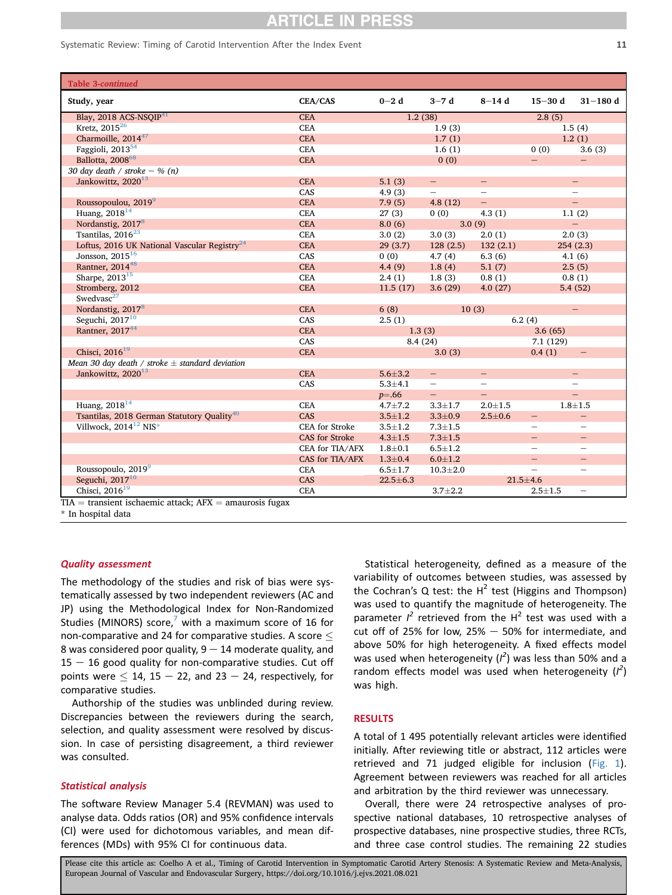**Table 3-continued**

| Study, year | CEA/CAS | 0−2 d | 3−7 d | 8−14 d | 15−30 d | 31−180 d |
|---|---|---|---|---|---|---|
| Blay, 2018 ACS-NSQIP[41] | CEA | 1.2 (38) | | | 2.8 (5) | |
| Kretz, 2015[26] | CEA | | 1.9 (3) | | | 1.5 (4) |
| Charmoille, 2014[47] | CEA | | 1.7 (1) | | | 1.2 (1) |
| Faggioli, 2013[54] | CEA | | 1.6 (1) | | 0 (0) | 3.6 (3) |
| Ballotta, 2008[58] | CEA | | 0 (0) | | − | − |
| *30 day death / stroke − % (n)* | | | | | | |
| Jankowitz, 2020[13] | CEA | 5.1 (3) | − | − | | − |
| | CAS | 4.9 (3) | − | − | | − |
| Roussopoulou, 2019[9] | CEA | 7.9 (5) | 4.8 (12) | − | | − |
| Huang, 2018[14] | CEA | 27 (3) | 0 (0) | 4.3 (1) | | 1.1 (2) |
| Nordanstig, 2017[8] | CEA | 8.0 (6) | | 3.0 (9) | | − |
| Tsantilas, 2016[23] | CEA | 3.0 (2) | 3.0 (3) | 2.0 (1) | | 2.0 (3) |
| Loftus, 2016 UK National Vascular Registry[24] | CEA | 29 (3.7) | 128 (2.5) | 132 (2.1) | | 254 (2.3) |
| Jonsson, 2015[16] | CAS | 0 (0) | 4.7 (4) | 6.3 (6) | | 4.1 (6) |
| Rantner, 2014[48] | CEA | 4.4 (9) | 1.8 (4) | 5.1 (7) | | 2.5 (5) |
| Sharpe, 2013[15] | CEA | 2.4 (1) | 1.8 (3) | 0.8 (1) | | 0.8 (1) |
| Stromberg, 2012 | CEA | 11.5 (17) | 3.6 (29) | 4.0 (27) | | 5.4 (52) |
| Swedvasc[27] | | | | | | |
| Nordanstig, 2017[8] | CEA | 6 (8) | | 10 (3) | | − |
| Seguchi, 2017[10] | CAS | 2.5 (1) | | | 6.2 (4) | |
| Rantner, 2017[44] | CEA | 1.3 (3) | | | 3.6 (65) | |
| | CAS | 8.4 (24) | | | 7.1 (129) | |
| Chisci, 2016[19] | CEA | | 3.0 (3) | | 0.4 (1) | − |
| *Mean 30 day death / stroke ± standard deviation* | | | | | | |
| Jankowitz, 2020[13] | CEA | 5.6±3.2 | − | − | | − |
| | CAS | 5.3±4.1 | − | − | | − |
| | | $p$=.66 | − | − | | − |
| Huang, 2018[14] | CEA | 4.7±7.2 | 3.3±1.7 | 2.0±1.5 | | 1.8±1.5 |
| Tsantilas, 2018 German Statutory Quality[40] | CAS | 3.5±1.2 | 3.3±0.9 | 2.5±0.6 | − | − |
| Villwock, 2014[12] NIS* | CEA for Stroke | 3.5±1.2 | 7.3±1.5 | | − | − |
| | CAS for Stroke | 4.3±1.5 | 7.3±1.5 | | − | − |
| | CEA for TIA/AFX | 1.8±0.1 | 6.5±1.2 | | − | − |
| | CAS for TIA/AFX | 1.3±0.4 | 6.0±1.2 | | − | − |
| Roussopoulo, 2019[9] | CEA | 6.5±1.7 | 10.3±2.0 | | − | − |
| Seguchi, 2017[10] | CAS | 22.5±6.3 | | | 21.5±4.6 | |
| Chisci, 2016[19] | CEA | | 3.7±2.2 | | 2.5±1.5 | − |

TIA = transient ischaemic attack; AFX = amaurosis fugax
* In hospital data

### Quality assessment

The methodology of the studies and risk of bias were systematically assessed by two independent reviewers (AC and JP) using the Methodological Index for Non-Randomized Studies (MINORS) score,[7] with a maximum score of 16 for non-comparative and 24 for comparative studies. A score ≤ 8 was considered poor quality, 9 − 14 moderate quality, and 15 − 16 good quality for non-comparative studies. Cut off points were ≤ 14, 15 − 22, and 23 − 24, respectively, for comparative studies.

Authorship of the studies was unblinded during review. Discrepancies between the reviewers during the search, selection, and quality assessment were resolved by discussion. In case of persisting disagreement, a third reviewer was consulted.

### Statistical analysis

The software Review Manager 5.4 (REVMAN) was used to analyse data. Odds ratios (OR) and 95% confidence intervals (CI) were used for dichotomous variables, and mean differences (MDs) with 95% CI for continuous data.

Statistical heterogeneity, defined as a measure of the variability of outcomes between studies, was assessed by the Cochran's Q test: the $H^2$ test (Higgins and Thompson) was used to quantify the magnitude of heterogeneity. The parameter $I^2$ retrieved from the $H^2$ test was used with a cut off of 25% for low, 25% − 50% for intermediate, and above 50% for high heterogeneity. A fixed effects model was used when heterogeneity ($I^2$) was less than 50% and a random effects model was used when heterogeneity ($I^2$) was high.

## RESULTS

A total of 1 495 potentially relevant articles were identified initially. After reviewing title or abstract, 112 articles were retrieved and 71 judged eligible for inclusion (Fig. 1). Agreement between reviewers was reached for all articles and arbitration by the third reviewer was unnecessary.

Overall, there were 24 retrospective analyses of prospective national databases, 10 retrospective analyses of prospective databases, nine prospective studies, three RCTs, and three case control studies. The remaining 22 studies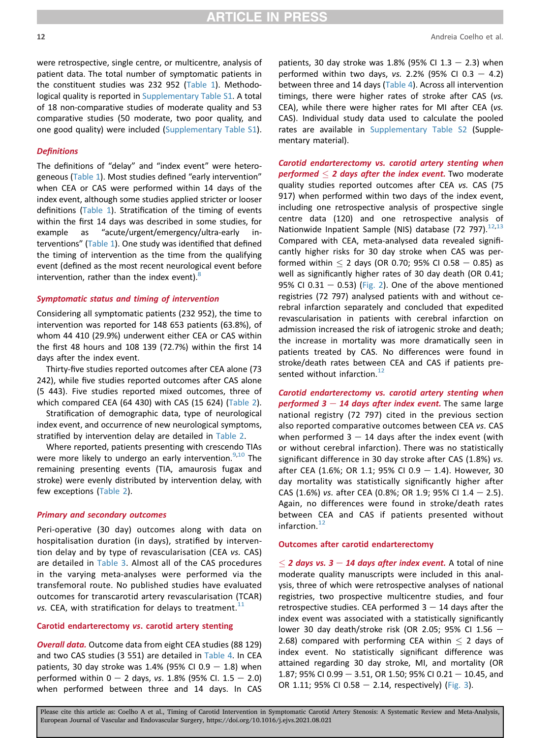were retrospective, single centre, or multicentre, analysis of patient data. The total number of symptomatic patients in the constituent studies was 232 952 (Table 1). Methodological quality is reported in Supplementary Table S1. A total of 18 non-comparative studies of moderate quality and 53 comparative studies (50 moderate, two poor quality, and one good quality) were included (Supplementary Table S1).

### Definitions

The definitions of "delay" and "index event" were heterogeneous (Table 1). Most studies defined "early intervention" when CEA or CAS were performed within 14 days of the index event, although some studies applied stricter or looser definitions (Table 1). Stratification of the timing of events within the first 14 days was described in some studies, for example as "acute/urgent/emergency/ultra-early interventions" (Table 1). One study was identified that defined the timing of intervention as the time from the qualifying event (defined as the most recent neurological event before intervention, rather than the index event).[8]

### Symptomatic status and timing of intervention

Considering all symptomatic patients (232 952), the time to intervention was reported for 148 653 patients (63.8%), of whom 44 410 (29.9%) underwent either CEA or CAS within the first 48 hours and 108 139 (72.7%) within the first 14 days after the index event.

Thirty-five studies reported outcomes after CEA alone (73 242), while five studies reported outcomes after CAS alone (5 443). Five studies reported mixed outcomes, three of which compared CEA (64 430) with CAS (15 624) (Table 2).

Stratification of demographic data, type of neurological index event, and occurrence of new neurological symptoms, stratified by intervention delay are detailed in Table 2.

Where reported, patients presenting with crescendo TIAs were more likely to undergo an early intervention.[9,10] The remaining presenting events (TIA, amaurosis fugax and stroke) were evenly distributed by intervention delay, with few exceptions (Table 2).

### Primary and secondary outcomes

Peri-operative (30 day) outcomes along with data on hospitalisation duration (in days), stratified by intervention delay and by type of revascularisation (CEA *vs.* CAS) are detailed in Table 3. Almost all of the CAS procedures in the varying meta-analyses were performed via the transfemoral route. No published studies have evaluated outcomes for transcarotid artery revascularisation (TCAR) *vs.* CEA, with stratification for delays to treatment.[11]

### Carotid endarterectomy *vs.* carotid artery stenting

***Overall data.*** Outcome data from eight CEA studies (88 129) and two CAS studies (3 551) are detailed in Table 4. In CEA patients, 30 day stroke was 1.4% (95% CI 0.9 – 1.8) when performed within 0 – 2 days, *vs.* 1.8% (95% CI. 1.5 – 2.0) when performed between three and 14 days. In CAS patients, 30 day stroke was 1.8% (95% CI 1.3 – 2.3) when performed within two days, *vs.* 2.2% (95% CI 0.3 – 4.2) between three and 14 days (Table 4). Across all intervention timings, there were higher rates of stroke after CAS (*vs.* CEA), while there were higher rates for MI after CEA (*vs.* CAS). Individual study data used to calculate the pooled rates are available in Supplementary Table S2 (Supplementary material).

***Carotid endarterectomy vs. carotid artery stenting when performed ≤ 2 days after the index event.*** Two moderate quality studies reported outcomes after CEA *vs.* CAS (75 917) when performed within two days of the index event, including one retrospective analysis of prospective single centre data (120) and one retrospective analysis of Nationwide Inpatient Sample (NIS) database (72 797).[12,13] Compared with CEA, meta-analysed data revealed significantly higher risks for 30 day stroke when CAS was performed within ≤ 2 days (OR 0.70; 95% CI 0.58 – 0.85) as well as significantly higher rates of 30 day death (OR 0.41; 95% CI 0.31 – 0.53) (Fig. 2). One of the above mentioned registries (72 797) analysed patients with and without cerebral infarction separately and concluded that expedited revascularisation in patients with cerebral infarction on admission increased the risk of iatrogenic stroke and death; the increase in mortality was more dramatically seen in patients treated by CAS. No differences were found in stroke/death rates between CEA and CAS if patients presented without infarction.[12]

***Carotid endarterectomy vs. carotid artery stenting when performed 3 – 14 days after index event.*** The same large national registry (72 797) cited in the previous section also reported comparative outcomes between CEA *vs.* CAS when performed 3 – 14 days after the index event (with or without cerebral infarction). There was no statistically significant difference in 30 day stroke after CAS (1.8%) *vs.* after CEA (1.6%; OR 1.1; 95% CI 0.9 – 1.4). However, 30 day mortality was statistically significantly higher after CAS (1.6%) *vs.* after CEA (0.8%; OR 1.9; 95% CI 1.4 – 2.5). Again, no differences were found in stroke/death rates between CEA and CAS if patients presented without infarction.[12]

### Outcomes after carotid endarterectomy

***≤ 2 days vs. 3 – 14 days after index event.*** A total of nine moderate quality manuscripts were included in this analysis, three of which were retrospective analyses of national registries, two prospective multicentre studies, and four retrospective studies. CEA performed 3 – 14 days after the index event was associated with a statistically significantly lower 30 day death/stroke risk (OR 2.05; 95% CI 1.56 – 2.68) compared with performing CEA within ≤ 2 days of index event. No statistically significant difference was attained regarding 30 day stroke, MI, and mortality (OR 1.87; 95% CI 0.99 – 3.51, OR 1.50; 95% CI 0.21 – 10.45, and OR 1.11; 95% CI 0.58 – 2.14, respectively) (Fig. 3).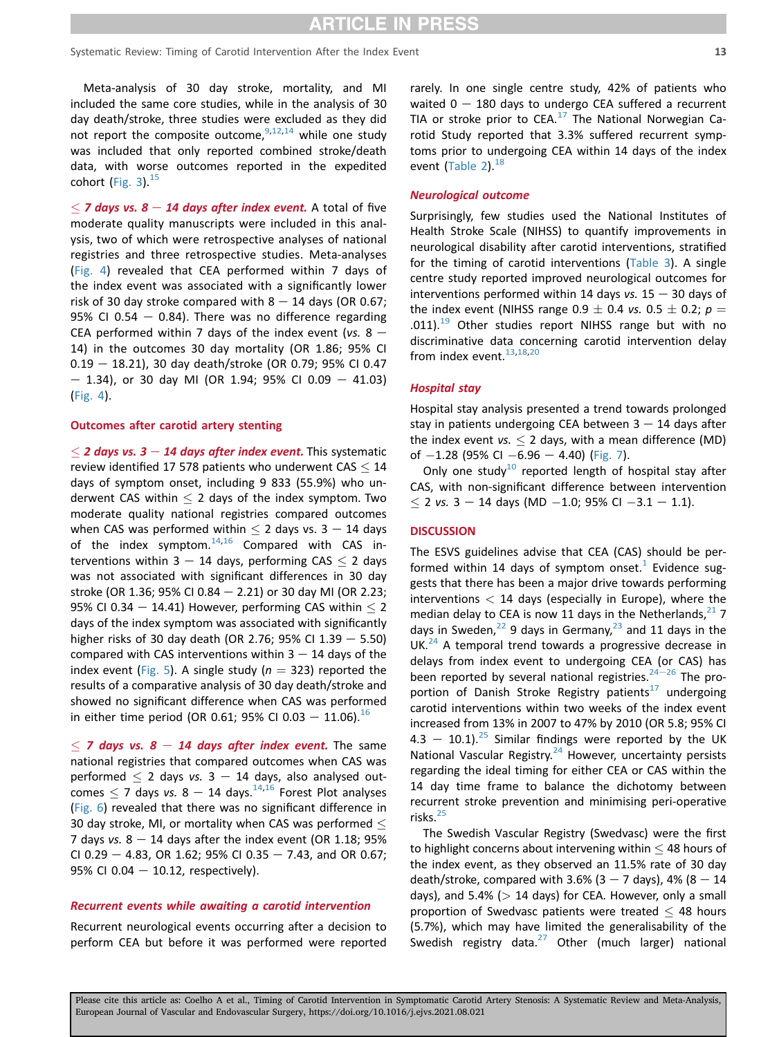Meta-analysis of 30 day stroke, mortality, and MI included the same core studies, while in the analysis of 30 day death/stroke, three studies were excluded as they did not report the composite outcome,[9,12,14] while one study was included that only reported combined stroke/death data, with worse outcomes reported in the expedited cohort (Fig. 3).[15]

***≤ 7 days vs. 8 − 14 days after index event.*** A total of five moderate quality manuscripts were included in this analysis, two of which were retrospective analyses of national registries and three retrospective studies. Meta-analyses (Fig. 4) revealed that CEA performed within 7 days of the index event was associated with a significantly lower risk of 30 day stroke compared with 8 − 14 days (OR 0.67; 95% CI 0.54 − 0.84). There was no difference regarding CEA performed within 7 days of the index event (*vs.* 8 − 14) in the outcomes 30 day mortality (OR 1.86; 95% CI 0.19 − 18.21), 30 day death/stroke (OR 0.79; 95% CI 0.47 − 1.34), or 30 day MI (OR 1.94; 95% CI 0.09 − 41.03) (Fig. 4).

### Outcomes after carotid artery stenting

***≤ 2 days vs. 3 − 14 days after index event.*** This systematic review identified 17 578 patients who underwent CAS ≤ 14 days of symptom onset, including 9 833 (55.9%) who underwent CAS within ≤ 2 days of the index symptom. Two moderate quality national registries compared outcomes when CAS was performed within ≤ 2 days vs. 3 − 14 days of the index symptom.[14,16] Compared with CAS interventions within 3 − 14 days, performing CAS ≤ 2 days was not associated with significant differences in 30 day stroke (OR 1.36; 95% CI 0.84 − 2.21) or 30 day MI (OR 2.23; 95% CI 0.34 − 14.41) However, performing CAS within ≤ 2 days of the index symptom was associated with significantly higher risks of 30 day death (OR 2.76; 95% CI 1.39 − 5.50) compared with CAS interventions within 3 − 14 days of the index event (Fig. 5). A single study (*n* = 323) reported the results of a comparative analysis of 30 day death/stroke and showed no significant difference when CAS was performed in either time period (OR 0.61; 95% CI 0.03 − 11.06).[16]

***≤ 7 days vs. 8 − 14 days after index event.*** The same national registries that compared outcomes when CAS was performed ≤ 2 days *vs.* 3 − 14 days, also analysed outcomes ≤ 7 days *vs.* 8 − 14 days.[14,16] Forest Plot analyses (Fig. 6) revealed that there was no significant difference in 30 day stroke, MI, or mortality when CAS was performed ≤ 7 days *vs.* 8 − 14 days after the index event (OR 1.18; 95% CI 0.29 − 4.83, OR 1.62; 95% CI 0.35 − 7.43, and OR 0.67; 95% CI 0.04 − 10.12, respectively).

### *Recurrent events while awaiting a carotid intervention*

Recurrent neurological events occurring after a decision to perform CEA but before it was performed were reported rarely. In one single centre study, 42% of patients who waited 0 − 180 days to undergo CEA suffered a recurrent TIA or stroke prior to CEA.[17] The National Norwegian Carotid Study reported that 3.3% suffered recurrent symptoms prior to undergoing CEA within 14 days of the index event (Table 2).[18]

### *Neurological outcome*

Surprisingly, few studies used the National Institutes of Health Stroke Scale (NIHSS) to quantify improvements in neurological disability after carotid interventions, stratified for the timing of carotid interventions (Table 3). A single centre study reported improved neurological outcomes for interventions performed within 14 days *vs.* 15 − 30 days of the index event (NIHSS range 0.9 ± 0.4 *vs.* 0.5 ± 0.2; $p$ = .011).[19] Other studies report NIHSS range but with no discriminative data concerning carotid intervention delay from index event.[13,18,20]

### *Hospital stay*

Hospital stay analysis presented a trend towards prolonged stay in patients undergoing CEA between 3 − 14 days after the index event *vs.* ≤ 2 days, with a mean difference (MD) of −1.28 (95% CI −6.96 − 4.40) (Fig. 7).

Only one study[10] reported length of hospital stay after CAS, with non-significant difference between intervention ≤ 2 *vs.* 3 − 14 days (MD −1.0; 95% CI −3.1 − 1.1).

## DISCUSSION

The ESVS guidelines advise that CEA (CAS) should be performed within 14 days of symptom onset.[1] Evidence suggests that there has been a major drive towards performing interventions < 14 days (especially in Europe), where the median delay to CEA is now 11 days in the Netherlands,[21] 7 days in Sweden,[22] 9 days in Germany,[23] and 11 days in the UK.[24] A temporal trend towards a progressive decrease in delays from index event to undergoing CEA (or CAS) has been reported by several national registries.[24−26] The proportion of Danish Stroke Registry patients[17] undergoing carotid interventions within two weeks of the index event increased from 13% in 2007 to 47% by 2010 (OR 5.8; 95% CI 4.3 − 10.1).[25] Similar findings were reported by the UK National Vascular Registry.[24] However, uncertainty persists regarding the ideal timing for either CEA or CAS within the 14 day time frame to balance the dichotomy between recurrent stroke prevention and minimising peri-operative risks.[25]

The Swedish Vascular Registry (Swedvasc) were the first to highlight concerns about intervening within ≤ 48 hours of the index event, as they observed an 11.5% rate of 30 day death/stroke, compared with 3.6% (3 − 7 days), 4% (8 − 14 days), and 5.4% (> 14 days) for CEA. However, only a small proportion of Swedvasc patients were treated ≤ 48 hours (5.7%), which may have limited the generalisability of the Swedish registry data.[27] Other (much larger) national

Please cite this article as: Coelho A et al., Timing of Carotid Intervention in Symptomatic Carotid Artery Stenosis: A Systematic Review and Meta-Analysis, European Journal of Vascular and Endovascular Surgery, https://doi.org/10.1016/j.ejvs.2021.08.021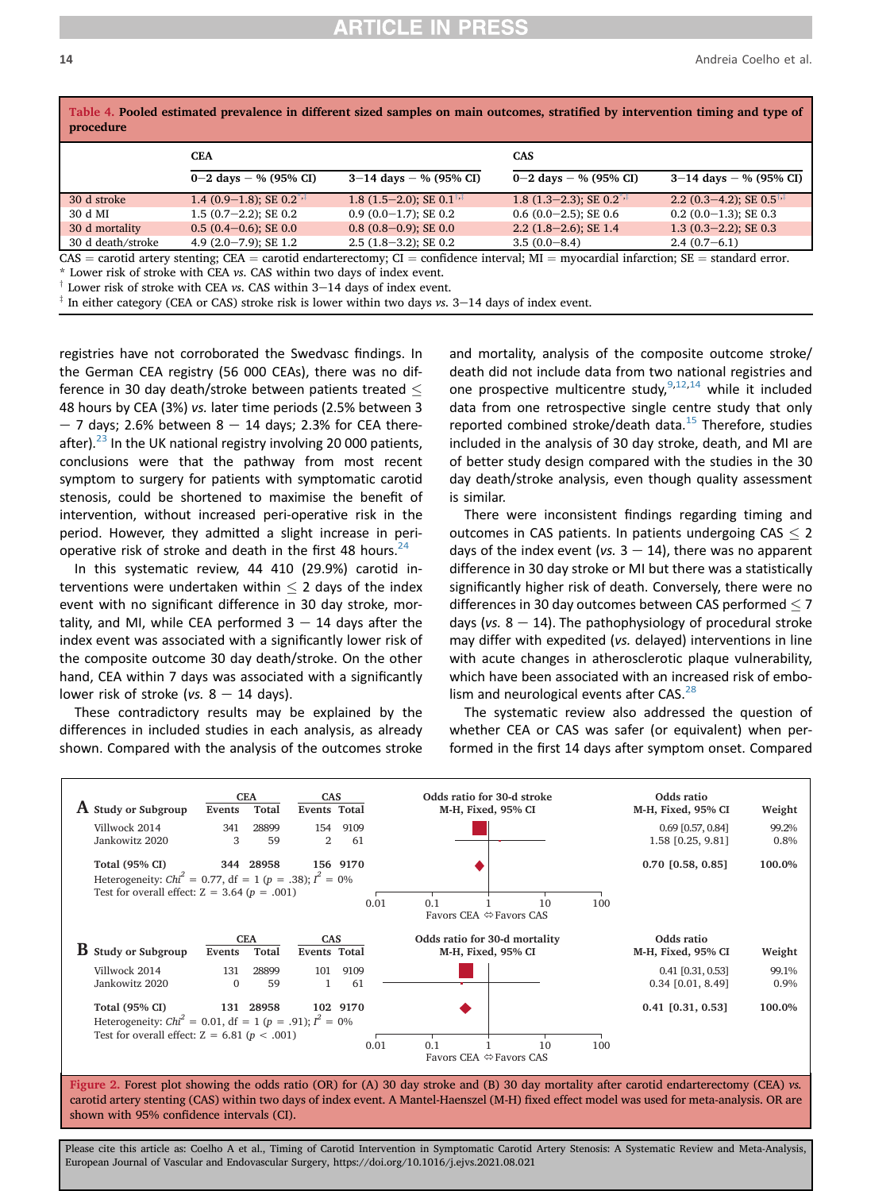**Table 4. Pooled estimated prevalence in different sized samples on main outcomes, stratified by intervention timing and type of procedure**

| | CEA | | CAS | |
|---|---|---|---|---|
| | 0−2 days − % (95% CI) | 3−14 days − % (95% CI) | 0−2 days − % (95% CI) | 3−14 days − % (95% CI) |
| 30 d stroke | 1.4 (0.9−1.8); SE 0.2 [*,‡] | 1.8 (1.5−2.0); SE 0.1 [†,‡] | 1.8 (1.3−2.3); SE 0.2 [*,‡] | 2.2 (0.3−4.2); SE 0.5 [†,‡] |
| 30 d MI | 1.5 (0.7−2.2); SE 0.2 | 0.9 (0.0−1.7); SE 0.2 | 0.6 (0.0−2.5); SE 0.6 | 0.2 (0.0−1.3); SE 0.3 |
| 30 d mortality | 0.5 (0.4−0.6); SE 0.0 | 0.8 (0.8−0.9); SE 0.0 | 2.2 (1.8−2.6); SE 1.4 | 1.3 (0.3−2.2); SE 0.3 |
| 30 d death/stroke | 4.9 (2.0−7.9); SE 1.2 | 2.5 (1.8−3.2); SE 0.2 | 3.5 (0.0−8.4) | 2.4 (0.7−6.1) |

CAS = carotid artery stenting; CEA = carotid endarterectomy; CI = confidence interval; MI = myocardial infarction; SE = standard error.
* Lower risk of stroke with CEA *vs.* CAS within two days of index event.
† Lower risk of stroke with CEA *vs.* CAS within 3−14 days of index event.
‡ In either category (CEA or CAS) stroke risk is lower within two days *vs.* 3−14 days of index event.

registries have not corroborated the Swedvasc findings. In the German CEA registry (56 000 CEAs), there was no difference in 30 day death/stroke between patients treated ≤ 48 hours by CEA (3%) *vs.* later time periods (2.5% between 3 − 7 days; 2.6% between 8 − 14 days; 2.3% for CEA thereafter).[23] In the UK national registry involving 20 000 patients, conclusions were that the pathway from most recent symptom to surgery for patients with symptomatic carotid stenosis, could be shortened to maximise the benefit of the intervention, without increased peri-operative risk in the period. However, they admitted a slight increase in perioperative risk of stroke and death in the first 48 hours.[24]

In this systematic review, 44 410 (29.9%) carotid interventions were undertaken within ≤ 2 days of the index event with no significant difference in 30 day stroke, mortality, and MI, while CEA performed 3 − 14 days after the index event was associated with a significantly lower risk of the composite outcome 30 day death/stroke. On the other hand, CEA within 7 days was associated with a significantly lower risk of stroke (*vs.* 8 − 14 days).

These contradictory results may be explained by the differences in included studies in each analysis, as already shown. Compared with the analysis of the outcomes stroke and mortality, analysis of the composite outcome stroke/death did not include data from two national registries and one prospective multicentre study,[9,12,14] while it included data from one retrospective single centre study that only reported combined stroke/death data.[15] Therefore, studies included in the analysis of 30 day stroke, death, and MI are of better study design compared with the studies in the 30 day death/stroke analysis, even though quality assessment is similar.

There were inconsistent findings regarding timing and outcomes in CAS patients. In patients undergoing CAS ≤ 2 days of the index event (*vs.* 3 − 14), there was no apparent difference in 30 day stroke or MI but there was a statistically significantly higher risk of death. Conversely, there were no differences in 30 day outcomes between CAS performed ≤ 7 days (*vs.* 8 − 14). The pathophysiology of procedural stroke may differ with expedited (*vs.* delayed) interventions in line with acute changes in atherosclerotic plaque vulnerability, which have been associated with an increased risk of embolism and neurological events after CAS.[28]

The systematic review also addressed the question of whether CEA or CAS was safer (or equivalent) when performed in the first 14 days after symptom onset. Compared

**A** — Odds ratio for 30-d stroke

| Study or Subgroup | CEA Events | CEA Total | CAS Events | CAS Total | Odds ratio M-H, Fixed, 95% CI | Weight |
|---|---|---|---|---|---|---|
| Villwock 2014 | 341 | 28899 | 154 | 9109 | 0.69 [0.57, 0.84] | 99.2% |
| Jankowitz 2020 | 3 | 59 | 2 | 61 | 1.58 [0.25, 9.81] | 0.8% |
| **Total (95% CI)** | **344** | **28958** | **156** | **9170** | **0.70 [0.58, 0.85]** | **100.0%** |

Heterogeneity: $Chi^2 = 0.77$, df = 1 ($p = .38$); $I^2 = 0\%$
Test for overall effect: Z = 3.64 ($p = .001$)
Favors CEA ⇔ Favors CAS

**B** — Odds ratio for 30-d mortality

| Study or Subgroup | CEA Events | CEA Total | CAS Events | CAS Total | Odds ratio M-H, Fixed, 95% CI | Weight |
|---|---|---|---|---|---|---|
| Villwock 2014 | 131 | 28899 | 101 | 9109 | 0.41 [0.31, 0.53] | 99.1% |
| Jankowitz 2020 | 0 | 59 | 1 | 61 | 0.34 [0.01, 8.49] | 0.9% |
| **Total (95% CI)** | **131** | **28958** | **102** | **9170** | **0.41 [0.31, 0.53]** | **100.0%** |

Heterogeneity: $Chi^2 = 0.01$, df = 1 ($p = .91$); $I^2 = 0\%$
Test for overall effect: Z = 6.81 ($p < .001$)
Favors CEA ⇔ Favors CAS

**Figure 2.** Forest plot showing the odds ratio (OR) for (A) 30 day stroke and (B) 30 day mortality after carotid endarterectomy (CEA) *vs.* carotid artery stenting (CAS) within two days of index event. A Mantel-Haenszel (M-H) fixed effect model was used for meta-analysis. OR are shown with 95% confidence intervals (CI).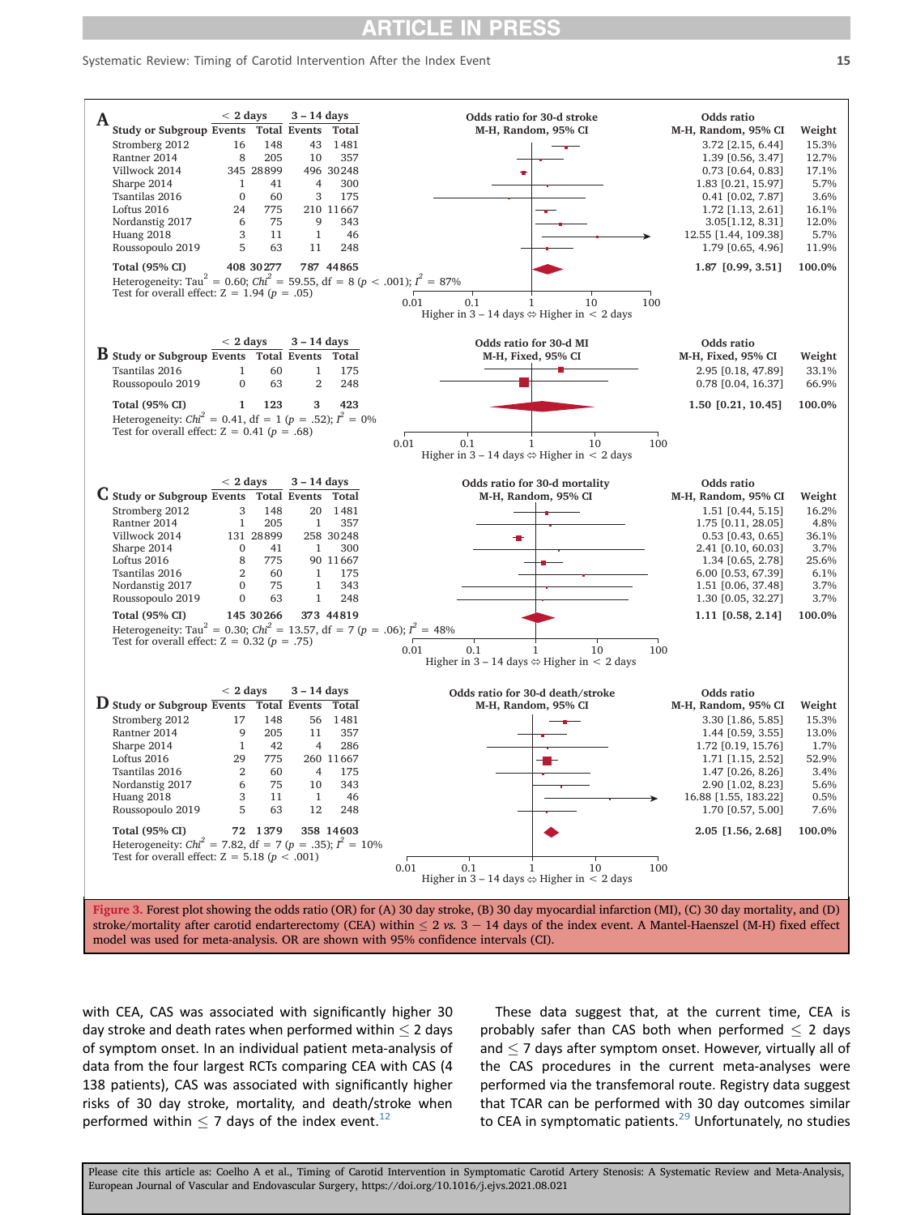**A**

| Study or Subgroup | < 2 days Events | < 2 days Total | 3 – 14 days Events | 3 – 14 days Total | Odds ratio M-H, Random, 95% CI | Weight |
|---|---|---|---|---|---|---|
| Stromberg 2012 | 16 | 148 | 43 | 1481 | 3.72 [2.15, 6.44] | 15.3% |
| Rantner 2014 | 8 | 205 | 10 | 357 | 1.39 [0.56, 3.47] | 12.7% |
| Villwock 2014 | 345 | 28899 | 496 | 30248 | 0.73 [0.64, 0.83] | 17.1% |
| Sharpe 2014 | 1 | 41 | 4 | 300 | 1.83 [0.21, 15.97] | 5.7% |
| Tsantilas 2016 | 0 | 60 | 3 | 175 | 0.41 [0.02, 7.87] | 3.6% |
| Loftus 2016 | 24 | 775 | 210 | 11667 | 1.72 [1.13, 2.61] | 16.1% |
| Nordanstig 2017 | 6 | 75 | 9 | 343 | 3.05[1.12, 8.31] | 12.0% |
| Huang 2018 | 3 | 11 | 1 | 46 | 12.55 [1.44, 109.38] | 5.7% |
| Roussopoulo 2019 | 5 | 63 | 11 | 248 | 1.79 [0.65, 4.96] | 11.9% |
| **Total (95% CI)** | **408** | **30277** | **787** | **44865** | **1.87 [0.99, 3.51]** | **100.0%** |

Heterogeneity: $Tau^2 = 0.60$; $Chi^2 = 59.55$, df = 8 ($p < .001$); $I^2 = 87\%$
Test for overall effect: Z = 1.94 ($p = .05$)

Odds ratio for 30-d stroke, M-H, Random, 95% CI (axis 0.01–100; Higher in 3 – 14 days ⇔ Higher in < 2 days)

**B**

| Study or Subgroup | < 2 days Events | < 2 days Total | 3 – 14 days Events | 3 – 14 days Total | Odds ratio M-H, Fixed, 95% CI | Weight |
|---|---|---|---|---|---|---|
| Tsantilas 2016 | 1 | 60 | 1 | 175 | 2.95 [0.18, 47.89] | 33.1% |
| Roussopoulo 2019 | 0 | 63 | 2 | 248 | 0.78 [0.04, 16.37] | 66.9% |
| **Total (95% CI)** | **1** | **123** | **3** | **423** | **1.50 [0.21, 10.45]** | **100.0%** |

Heterogeneity: $Chi^2 = 0.41$, df = 1 ($p = .52$); $I^2 = 0\%$
Test for overall effect: Z = 0.41 ($p = .68$)

Odds ratio for 30-d MI, M-H, Fixed, 95% CI (axis 0.01–100; Higher in 3 – 14 days ⇔ Higher in < 2 days)

**C**

| Study or Subgroup | < 2 days Events | < 2 days Total | 3 – 14 days Events | 3 – 14 days Total | Odds ratio M-H, Random, 95% CI | Weight |
|---|---|---|---|---|---|---|
| Stromberg 2012 | 3 | 148 | 20 | 1481 | 1.51 [0.44, 5.15] | 16.2% |
| Rantner 2014 | 1 | 205 | 1 | 357 | 1.75 [0.11, 28.05] | 4.8% |
| Villwock 2014 | 131 | 28899 | 258 | 30248 | 0.53 [0.43, 0.65] | 36.1% |
| Sharpe 2014 | 0 | 41 | 1 | 300 | 2.41 [0.10, 60.03] | 3.7% |
| Loftus 2016 | 8 | 775 | 90 | 11667 | 1.34 [0.65, 2.78] | 25.6% |
| Tsantilas 2016 | 2 | 60 | 1 | 175 | 6.00 [0.53, 67.39] | 6.1% |
| Nordanstig 2017 | 0 | 75 | 1 | 343 | 1.51 [0.06, 37.48] | 3.7% |
| Roussopoulo 2019 | 0 | 63 | 1 | 248 | 1.30 [0.05, 32.27] | 3.7% |
| **Total (95% CI)** | **145** | **30266** | **373** | **44819** | **1.11 [0.58, 2.14]** | **100.0%** |

Heterogeneity: $Tau^2 = 0.30$; $Chi^2 = 13.57$, df = 7 ($p = .06$); $I^2 = 48\%$
Test for overall effect: Z = 0.32 ($p = .75$)

Odds ratio for 30-d mortality, M-H, Random, 95% CI (axis 0.01–100; Higher in 3 – 14 days ⇔ Higher in < 2 days)

**D**

| Study or Subgroup | < 2 days Events | < 2 days Total | 3 – 14 days Events | 3 – 14 days Total | Odds ratio M-H, Random, 95% CI | Weight |
|---|---|---|---|---|---|---|
| Stromberg 2012 | 17 | 148 | 56 | 1481 | 3.30 [1.86, 5.85] | 15.3% |
| Rantner 2014 | 9 | 205 | 11 | 357 | 1.44 [0.59, 3.55] | 13.0% |
| Sharpe 2014 | 1 | 42 | 4 | 286 | 1.72 [0.19, 15.76] | 1.7% |
| Loftus 2016 | 29 | 775 | 260 | 11667 | 1.71 [1.15, 2.52] | 52.9% |
| Tsantilas 2016 | 2 | 60 | 4 | 175 | 1.47 [0.26, 8.26] | 3.4% |
| Nordanstig 2017 | 6 | 75 | 10 | 343 | 2.90 [1.02, 8.23] | 5.6% |
| Huang 2018 | 3 | 11 | 1 | 46 | 16.88 [1.55, 183.22] | 0.5% |
| Roussopoulo 2019 | 5 | 63 | 12 | 248 | 1.70 [0.57, 5.00] | 7.6% |
| **Total (95% CI)** | **72** | **1379** | **358** | **14603** | **2.05 [1.56, 2.68]** | **100.0%** |

Heterogeneity: $Chi^2 = 7.82$, df = 7 ($p = .35$); $I^2 = 10\%$
Test for overall effect: Z = 5.18 ($p < .001$)

Odds ratio for 30-d death/stroke, M-H, Random, 95% CI (axis 0.01–100; Higher in 3 – 14 days ⇔ Higher in < 2 days)

Figure 3. Forest plot showing the odds ratio (OR) for (A) 30 day stroke, (B) 30 day myocardial infarction (MI), (C) 30 day mortality, and (D) stroke/mortality after carotid endarterectomy (CEA) within ≤ 2 *vs.* 3 − 14 days of the index event. A Mantel-Haenszel (M-H) fixed effect model was used for meta-analysis. OR are shown with 95% confidence intervals (CI).

with CEA, CAS was associated with significantly higher 30 day stroke and death rates when performed within ≤ 2 days of symptom onset. In an individual patient meta-analysis of data from the four largest RCTs comparing CEA with CAS (4 138 patients), CAS was associated with significantly higher risks of 30 day stroke, mortality, and death/stroke when performed within ≤ 7 days of the index event.[12]

These data suggest that, at the current time, CEA is probably safer than CAS both when performed ≤ 2 days and ≤ 7 days after symptom onset. However, virtually all of the CAS procedures in the current meta-analyses were performed via the transfemoral route. Registry data suggest that TCAR can be performed with 30 day outcomes similar to CEA in symptomatic patients.[29] Unfortunately, no studies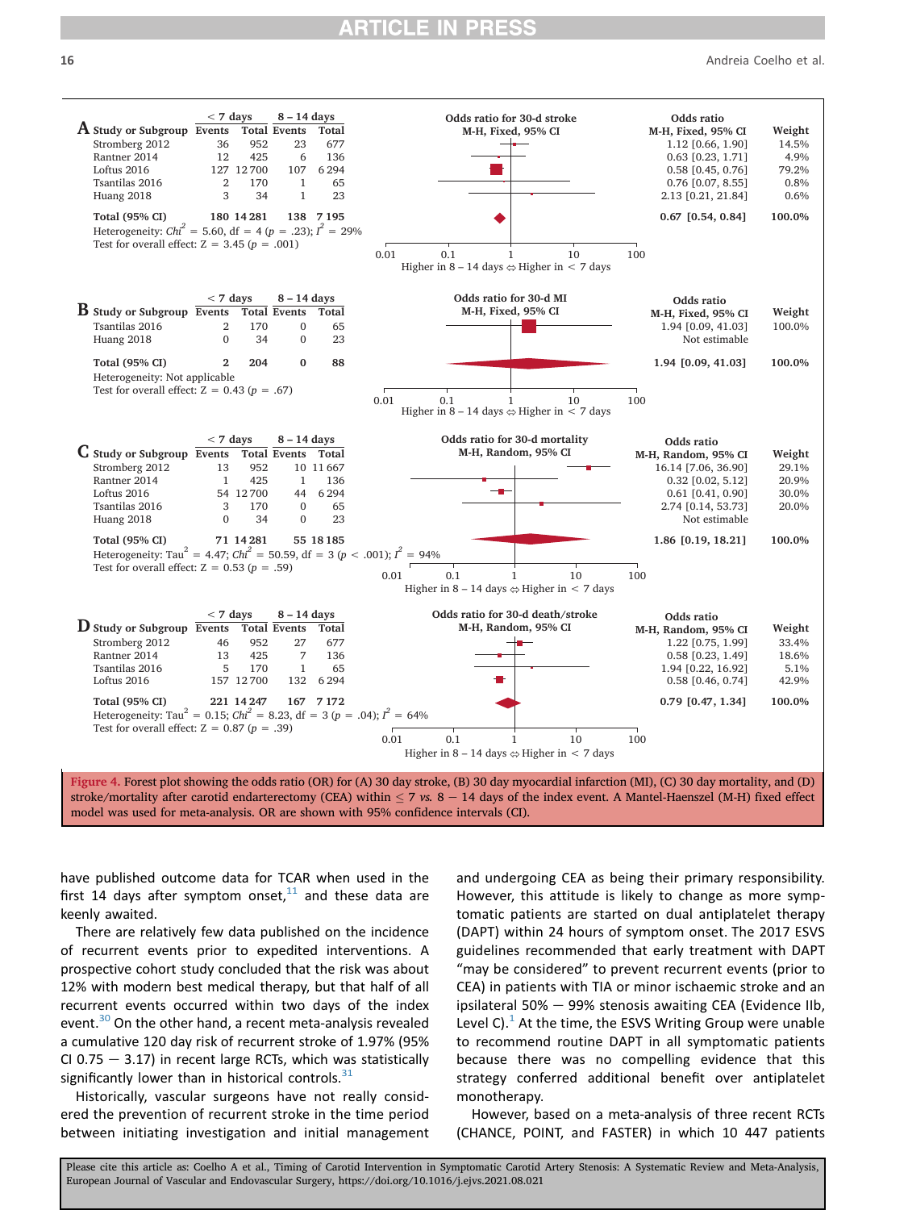**A**

| Study or Subgroup | < 7 days Events | < 7 days Total | 8 – 14 days Events | 8 – 14 days Total | Odds ratio M-H, Fixed, 95% CI | Weight |
|---|---|---|---|---|---|---|
| Stromberg 2012 | 36 | 952 | 23 | 677 | 1.12 [0.66, 1.90] | 14.5% |
| Rantner 2014 | 12 | 425 | 6 | 136 | 0.63 [0.23, 1.71] | 4.9% |
| Loftus 2016 | 127 | 12 700 | 107 | 6 294 | 0.58 [0.45, 0.76] | 79.2% |
| Tsantilas 2016 | 2 | 170 | 1 | 65 | 0.76 [0.07, 8.55] | 0.8% |
| Huang 2018 | 3 | 34 | 1 | 23 | 2.13 [0.21, 21.84] | 0.6% |
| **Total (95% CI)** | **180** | **14 281** | **138** | **7 195** | **0.67 [0.54, 0.84]** | **100.0%** |

Heterogeneity: $Chi^2 = 5.60$, df = 4 ($p = .23$); $I^2 = 29\%$
Test for overall effect: Z = 3.45 ($p = .001$)

Odds ratio for 30-d stroke, M-H, Fixed, 95% CI (axis 0.01 – 100; Higher in 8 – 14 days ⇔ Higher in < 7 days)

**B**

| Study or Subgroup | < 7 days Events | < 7 days Total | 8 – 14 days Events | 8 – 14 days Total | Odds ratio M-H, Fixed, 95% CI | Weight |
|---|---|---|---|---|---|---|
| Tsantilas 2016 | 2 | 170 | 0 | 65 | 1.94 [0.09, 41.03] | 100.0% |
| Huang 2018 | 0 | 34 | 0 | 23 | Not estimable | |
| **Total (95% CI)** | **2** | **204** | **0** | **88** | **1.94 [0.09, 41.03]** | **100.0%** |

Heterogeneity: Not applicable
Test for overall effect: Z = 0.43 ($p = .67$)

Odds ratio for 30-d MI, M-H, Fixed, 95% CI (axis 0.01 – 100; Higher in 8 – 14 days ⇔ Higher in < 7 days)

**C**

| Study or Subgroup | < 7 days Events | < 7 days Total | 8 – 14 days Events | 8 – 14 days Total | Odds ratio M-H, Random, 95% CI | Weight |
|---|---|---|---|---|---|---|
| Stromberg 2012 | 13 | 952 | 10 | 11 667 | 16.14 [7.06, 36.90] | 29.1% |
| Rantner 2014 | 1 | 425 | 1 | 136 | 0.32 [0.02, 5.12] | 20.9% |
| Loftus 2016 | 54 | 12 700 | 44 | 6 294 | 0.61 [0.41, 0.90] | 30.0% |
| Tsantilas 2016 | 3 | 170 | 0 | 65 | 2.74 [0.14, 53.73] | 20.0% |
| Huang 2018 | 0 | 34 | 0 | 23 | Not estimable | |
| **Total (95% CI)** | **71** | **14 281** | **55** | **18 185** | **1.86 [0.19, 18.21]** | **100.0%** |

Heterogeneity: $Tau^2 = 4.47$; $Chi^2 = 50.59$, df = 3 ($p < .001$); $I^2 = 94\%$
Test for overall effect: Z = 0.53 ($p = .59$)

Odds ratio for 30-d mortality, M-H, Random, 95% CI (axis 0.01 – 100; Higher in 8 – 14 days ⇔ Higher in < 7 days)

**D**

| Study or Subgroup | < 7 days Events | < 7 days Total | 8 – 14 days Events | 8 – 14 days Total | Odds ratio M-H, Random, 95% CI | Weight |
|---|---|---|---|---|---|---|
| Stromberg 2012 | 46 | 952 | 27 | 677 | 1.22 [0.75, 1.99] | 33.4% |
| Rantner 2014 | 13 | 425 | 7 | 136 | 0.58 [0.23, 1.49] | 18.6% |
| Tsantilas 2016 | 5 | 170 | 1 | 65 | 1.94 [0.22, 16.92] | 5.1% |
| Loftus 2016 | 157 | 12 700 | 132 | 6 294 | 0.58 [0.46, 0.74] | 42.9% |
| **Total (95% CI)** | **221** | **14 247** | **167** | **7 172** | **0.79 [0.47, 1.34]** | **100.0%** |

Heterogeneity: $Tau^2 = 0.15$; $Chi^2 = 8.23$, df = 3 ($p = .04$); $I^2 = 64\%$
Test for overall effect: Z = 0.87 ($p = .39$)

Odds ratio for 30-d death/stroke, M-H, Random, 95% CI (axis 0.01 – 100; Higher in 8 – 14 days ⇔ Higher in < 7 days)

**Figure 4.** Forest plot showing the odds ratio (OR) for (A) 30 day stroke, (B) 30 day myocardial infarction (MI), (C) 30 day mortality, and (D) stroke/mortality after carotid endarterectomy (CEA) within ≤ 7 *vs.* 8 − 14 days of the index event. A Mantel-Haenszel (M-H) fixed effect model was used for meta-analysis. OR are shown with 95% confidence intervals (CI).

have published outcome data for TCAR when used in the first 14 days after symptom onset,[11] and these data are keenly awaited.

There are relatively few data published on the incidence of recurrent events prior to expedited interventions. A prospective cohort study concluded that the risk was about 12% with modern best medical therapy, but that half of all recurrent events occurred within two days of the index event.[30] On the other hand, a recent meta-analysis revealed a cumulative 120 day risk of recurrent stroke of 1.97% (95% CI 0.75 − 3.17) in recent large RCTs, which was statistically significantly lower than in historical controls.[31]

Historically, vascular surgeons have not really considered the prevention of recurrent stroke in the time period between initiating investigation and initial management and undergoing CEA as being their primary responsibility. However, this attitude is likely to change as more symptomatic patients are started on dual antiplatelet therapy (DAPT) within 24 hours of symptom onset. The 2017 ESVS guidelines recommended that early treatment with DAPT "may be considered" to prevent recurrent events (prior to CEA) in patients with TIA or minor ischaemic stroke and an ipsilateral 50% − 99% stenosis awaiting CEA (Evidence IIb, Level C).[1] At the time, the ESVS Writing Group were unable to recommend routine DAPT in all symptomatic patients because there was no compelling evidence that this strategy conferred additional benefit over antiplatelet monotherapy.

However, based on a meta-analysis of three recent RCTs (CHANCE, POINT, and FASTER) in which 10 447 patients

Please cite this article as: Coelho A et al., Timing of Carotid Intervention in Symptomatic Carotid Artery Stenosis: A Systematic Review and Meta-Analysis, European Journal of Vascular and Endovascular Surgery, https://doi.org/10.1016/j.ejvs.2021.08.021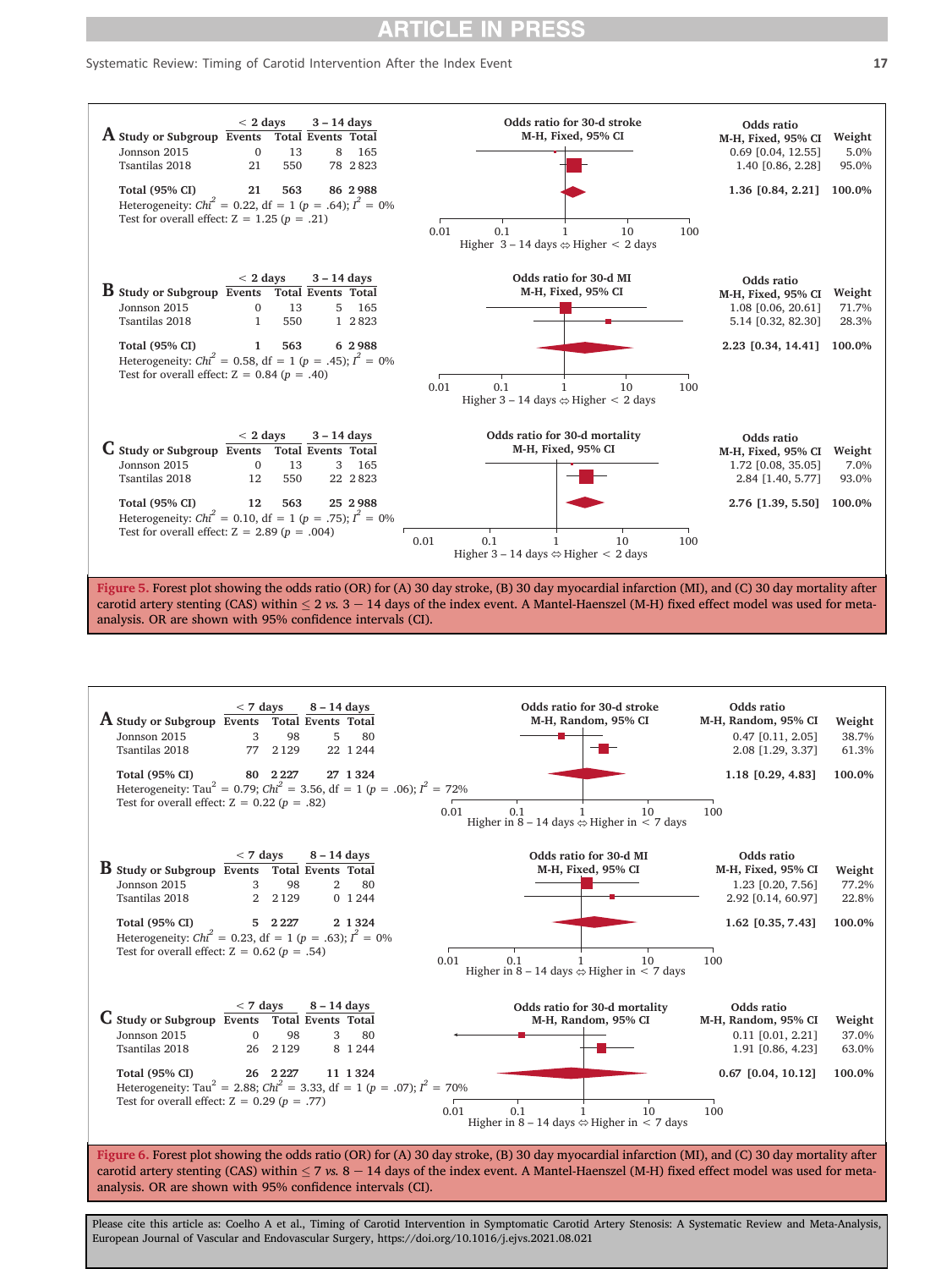**A**

| Study or Subgroup | < 2 days Events | < 2 days Total | 3 – 14 days Events | 3 – 14 days Total | Odds ratio M-H, Fixed, 95% CI | Weight |
|---|---|---|---|---|---|---|
| Jonnson 2015 | 0 | 13 | 8 | 165 | 0.69 [0.04, 12.55] | 5.0% |
| Tsantilas 2018 | 21 | 550 | 78 | 2 823 | 1.40 [0.86, 2.28] | 95.0% |
| **Total (95% CI)** | **21** | **563** | **86** | **2 988** | **1.36 [0.84, 2.21]** | **100.0%** |

Heterogeneity: $Chi^2$ = 0.22, df = 1 (p = .64); $I^2$ = 0%
Test for overall effect: Z = 1.25 (p = .21)

Odds ratio for 30-d stroke M-H, Fixed, 95% CI. Higher 3 – 14 days ⇔ Higher < 2 days

**B**

| Study or Subgroup | < 2 days Events | < 2 days Total | 3 – 14 days Events | 3 – 14 days Total | Odds ratio M-H, Fixed, 95% CI | Weight |
|---|---|---|---|---|---|---|
| Jonnson 2015 | 0 | 13 | 5 | 165 | 1.08 [0.06, 20.61] | 71.7% |
| Tsantilas 2018 | 1 | 550 | 1 | 2 823 | 5.14 [0.32, 82.30] | 28.3% |
| **Total (95% CI)** | **1** | **563** | **6** | **2 988** | **2.23 [0.34, 14.41]** | **100.0%** |

Heterogeneity: $Chi^2$ = 0.58, df = 1 (p = .45); $I^2$ = 0%
Test for overall effect: Z = 0.84 (p = .40)

Odds ratio for 30-d MI M-H, Fixed, 95% CI. Higher 3 – 14 days ⇔ Higher < 2 days

**C**

| Study or Subgroup | < 2 days Events | < 2 days Total | 3 – 14 days Events | 3 – 14 days Total | Odds ratio M-H, Fixed, 95% CI | Weight |
|---|---|---|---|---|---|---|
| Jonnson 2015 | 0 | 13 | 3 | 165 | 1.72 [0.08, 35.05] | 7.0% |
| Tsantilas 2018 | 12 | 550 | 22 | 2 823 | 2.84 [1.40, 5.77] | 93.0% |
| **Total (95% CI)** | **12** | **563** | **25** | **2 988** | **2.76 [1.39, 5.50]** | **100.0%** |

Heterogeneity: $Chi^2$ = 0.10, df = 1 (p = .75); $I^2$ = 0%
Test for overall effect: Z = 2.89 (p = .004)

Odds ratio for 30-d mortality M-H, Fixed, 95% CI. Higher 3 – 14 days ⇔ Higher < 2 days

**Figure 5.** Forest plot showing the odds ratio (OR) for (A) 30 day stroke, (B) 30 day myocardial infarction (MI), and (C) 30 day mortality after carotid artery stenting (CAS) within ≤ 2 *vs.* 3 − 14 days of the index event. A Mantel-Haenszel (M-H) fixed effect model was used for meta-analysis. OR are shown with 95% confidence intervals (CI).

**A**

| Study or Subgroup | < 7 days Events | < 7 days Total | 8 – 14 days Events | 8 – 14 days Total | Odds ratio M-H, Random, 95% CI | Weight |
|---|---|---|---|---|---|---|
| Jonnson 2015 | 3 | 98 | 5 | 80 | 0.47 [0.11, 2.05] | 38.7% |
| Tsantilas 2018 | 77 | 2 129 | 22 | 1 244 | 2.08 [1.29, 3.37] | 61.3% |
| **Total (95% CI)** | **80** | **2 227** | **27** | **1 324** | **1.18 [0.29, 4.83]** | **100.0%** |

Heterogeneity: $Tau^2$ = 0.79; $Chi^2$ = 3.56, df = 1 (p = .06); $I^2$ = 72%
Test for overall effect: Z = 0.22 (p = .82)

Odds ratio for 30-d stroke M-H, Random, 95% CI. Higher in 8 – 14 days ⇔ Higher in < 7 days

**B**

| Study or Subgroup | < 7 days Events | < 7 days Total | 8 – 14 days Events | 8 – 14 days Total | Odds ratio M-H, Fixed, 95% CI | Weight |
|---|---|---|---|---|---|---|
| Jonnson 2015 | 3 | 98 | 2 | 80 | 1.23 [0.20, 7.56] | 77.2% |
| Tsantilas 2018 | 2 | 2 129 | 0 | 1 244 | 2.92 [0.14, 60.97] | 22.8% |
| **Total (95% CI)** | **5** | **2 227** | **2** | **1 324** | **1.62 [0.35, 7.43]** | **100.0%** |

Heterogeneity: $Chi^2$ = 0.23, df = 1 (p = .63); $I^2$ = 0%
Test for overall effect: Z = 0.62 (p = .54)

Odds ratio for 30-d MI M-H, Fixed, 95% CI. Higher in 8 – 14 days ⇔ Higher in < 7 days

**C**

| Study or Subgroup | < 7 days Events | < 7 days Total | 8 – 14 days Events | 8 – 14 days Total | Odds ratio M-H, Random, 95% CI | Weight |
|---|---|---|---|---|---|---|
| Jonnson 2015 | 0 | 98 | 3 | 80 | 0.11 [0.01, 2.21] | 37.0% |
| Tsantilas 2018 | 26 | 2 129 | 8 | 1 244 | 1.91 [0.86, 4.23] | 63.0% |
| **Total (95% CI)** | **26** | **2 227** | **11** | **1 324** | **0.67 [0.04, 10.12]** | **100.0%** |

Heterogeneity: $Tau^2$ = 2.88; $Chi^2$ = 3.33, df = 1 (p = .07); $I^2$ = 70%
Test for overall effect: Z = 0.29 (p = .77)

Odds ratio for 30-d mortality M-H, Random, 95% CI. Higher in 8 – 14 days ⇔ Higher in < 7 days

**Figure 6.** Forest plot showing the odds ratio (OR) for (A) 30 day stroke, (B) 30 day myocardial infarction (MI), and (C) 30 day mortality after carotid artery stenting (CAS) within ≤ 7 *vs.* 8 − 14 days of the index event. A Mantel-Haenszel (M-H) fixed effect model was used for meta-analysis. OR are shown with 95% confidence intervals (CI).

Please cite this article as: Coelho A et al., Timing of Carotid Intervention in Symptomatic Carotid Artery Stenosis: A Systematic Review and Meta-Analysis, European Journal of Vascular and Endovascular Surgery, https://doi.org/10.1016/j.ejvs.2021.08.021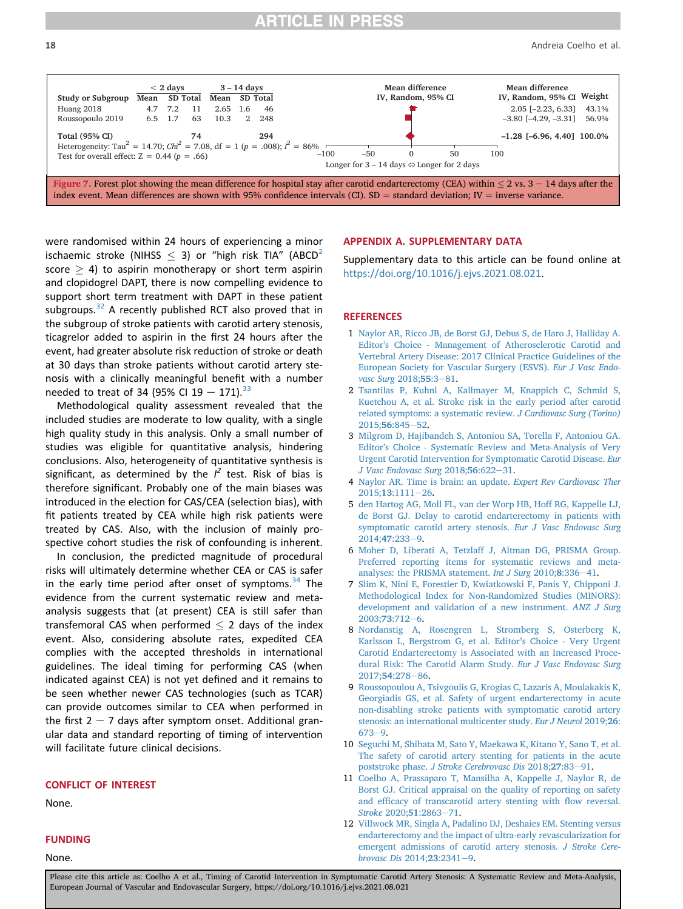| Study or Subgroup | < 2 days | | | 3 – 14 days | | | Mean difference IV, Random, 95% CI | Weight |
|---|---|---|---|---|---|---|---|---|
| | Mean | SD | Total | Mean | SD | Total | | |
| Huang 2018 | 4.7 | 7.2 | 11 | 2.65 | 1.6 | 46 | 2.05 [−2.23, 6.33] | 43.1% |
| Roussopoulo 2019 | 6.5 | 1.7 | 63 | 10.3 | 2 | 248 | −3.80 [−4.29, −3.31] | 56.9% |
| **Total (95% CI)** | | | **74** | | | **294** | **−1.28 [−6.96, 4.40]** | **100.0%** |

Heterogeneity: $Tau^2 = 14.70$; $Chi^2 = 7.08$, df = 1 ($p = .008$); $I^2 = 86\%$
Test for overall effect: Z = 0.44 ($p = .66$)

Longer for 3 – 14 days ⇔ Longer for 2 days

Figure 7. Forest plot showing the mean difference for hospital stay after carotid endarterectomy (CEA) within ≤ 2 vs. 3 − 14 days after the index event. Mean differences are shown with 95% confidence intervals (CI). SD = standard deviation; IV = inverse variance.

were randomised within 24 hours of experiencing a minor ischaemic stroke (NIHSS ≤ 3) or "high risk TIA" ($ABCD^2$ score ≥ 4) to aspirin monotherapy or short term aspirin and clopidogrel DAPT, there is now compelling evidence to support short term treatment with DAPT in these patient subgroups.[32] A recently published RCT also proved that in the subgroup of stroke patients with carotid artery stenosis, ticagrelor added to aspirin in the first 24 hours after the event, had greater absolute risk reduction of stroke or death at 30 days than stroke patients without carotid artery stenosis with a clinically meaningful benefit with a number needed to treat of 34 (95% CI 19 − 171).[33]

Methodological quality assessment revealed that the included studies are moderate to low quality, with a single high quality study in this analysis. Only a small number of studies was eligible for quantitative analysis, hindering conclusions. Also, heterogeneity of quantitative synthesis is significant, as determined by the $I^2$ test. Risk of bias is therefore significant. Probably one of the main biases was introduced in the election for CAS/CEA (selection bias), with fit patients treated by CEA while high risk patients were treated by CAS. Also, with the inclusion of mainly prospective cohort studies the risk of confounding is inherent.

In conclusion, the predicted magnitude of procedural risks will ultimately determine whether CEA or CAS is safer in the early time period after onset of symptoms.[34] The evidence from the current systematic review and meta-analysis suggests that (at present) CEA is still safer than transfemoral CAS when performed ≤ 2 days of the index event. Also, considering absolute rates, expedited CEA complies with the accepted thresholds in international guidelines. The ideal timing for performing CAS (when indicated against CEA) is not yet defined and it remains to be seen whether newer CAS technologies (such as TCAR) can provide outcomes similar to CEA when performed in the first 2 − 7 days after symptom onset. Additional granular data and standard reporting of timing of intervention will facilitate future clinical decisions.

## CONFLICT OF INTEREST

None.

## FUNDING

None.

## APPENDIX A. SUPPLEMENTARY DATA

Supplementary data to this article can be found online at https://doi.org/10.1016/j.ejvs.2021.08.021.

## REFERENCES

1. Naylor AR, Ricco JB, de Borst GJ, Debus S, de Haro J, Halliday A. Editor's Choice - Management of Atherosclerotic Carotid and Vertebral Artery Disease: 2017 Clinical Practice Guidelines of the European Society for Vascular Surgery (ESVS). *Eur J Vasc Endovasc Surg* 2018;**55**:3−81.
2. Tsantilas P, Kuhnl A, Kallmayer M, Knappich C, Schmid S, Kuetchou A, et al. Stroke risk in the early period after carotid related symptoms: a systematic review. *J Cardiovasc Surg (Torino)* 2015;**56**:845−52.
3. Milgrom D, Hajibandeh S, Antoniou SA, Torella F, Antoniou GA. Editor's Choice - Systematic Review and Meta-Analysis of Very Urgent Carotid Intervention for Symptomatic Carotid Disease. *Eur J Vasc Endovasc Surg* 2018;**56**:622−31.
4. Naylor AR. Time is brain: an update. *Expert Rev Cardiovasc Ther* 2015;**13**:1111−26.
5. den Hartog AG, Moll FL, van der Worp HB, Hoff RG, Kappelle LJ, de Borst GJ. Delay to carotid endarterectomy in patients with symptomatic carotid artery stenosis. *Eur J Vasc Endovasc Surg* 2014;**47**:233−9.
6. Moher D, Liberati A, Tetzlaff J, Altman DG, PRISMA Group. Preferred reporting items for systematic reviews and meta-analyses: the PRISMA statement. *Int J Surg* 2010;**8**:336−41.
7. Slim K, Nini E, Forestier D, Kwiatkowski F, Panis Y, Chipponi J. Methodological Index for Non-Randomized Studies (MINORS): development and validation of a new instrument. *ANZ J Surg* 2003;**73**:712−6.
8. Nordanstig A, Rosengren L, Stromberg S, Osterberg K, Karlsson L, Bergstrom G, et al. Editor's Choice - Very Urgent Carotid Endarterectomy is Associated with an Increased Procedural Risk: The Carotid Alarm Study. *Eur J Vasc Endovasc Surg* 2017;**54**:278−86.
9. Roussopoulou A, Tsivgoulis G, Krogias C, Lazaris A, Moulakakis K, Georgiadis GS, et al. Safety of urgent endarterectomy in acute non-disabling stroke patients with symptomatic carotid artery stenosis: an international multicenter study. *Eur J Neurol* 2019;**26**:673−9.
10. Seguchi M, Shibata M, Sato Y, Maekawa K, Kitano Y, Sano T, et al. The safety of carotid artery stenting for patients in the acute poststroke phase. *J Stroke Cerebrovasc Dis* 2018;**27**:83−91.
11. Coelho A, Prassaparo T, Mansilha A, Kappelle J, Naylor R, de Borst GJ. Critical appraisal on the quality of reporting on safety and efficacy of transcarotid artery stenting with flow reversal. *Stroke* 2020;**51**:2863−71.
12. Villwock MR, Singla A, Padalino DJ, Deshaies EM. Stenting versus endarterectomy and the impact of ultra-early revascularization for emergent admissions of carotid artery stenosis. *J Stroke Cerebrovasc Dis* 2014;**23**:2341−9.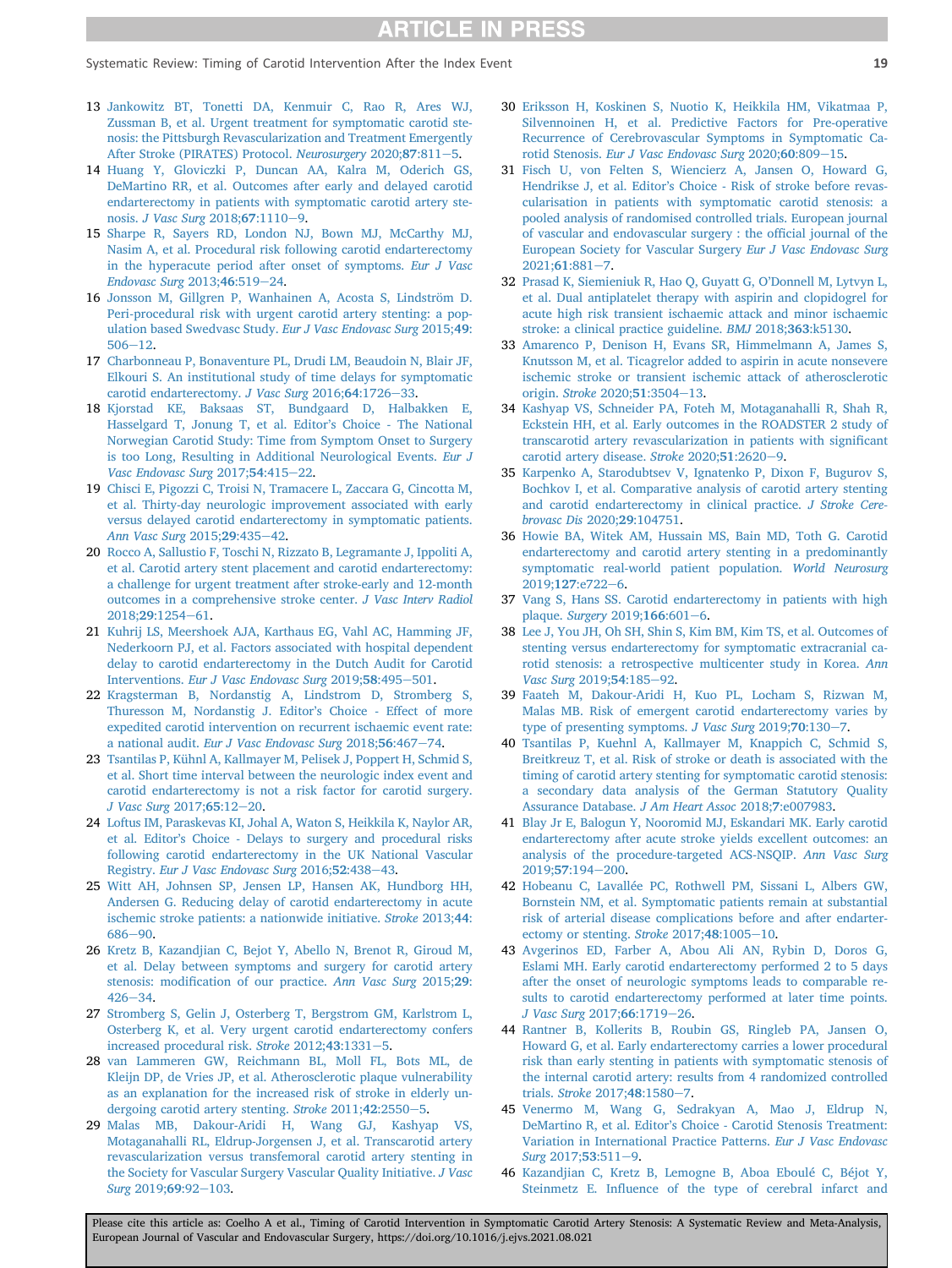13 Jankowitz BT, Tonetti DA, Kenmuir C, Rao R, Ares WJ, Zussman B, et al. Urgent treatment for symptomatic carotid stenosis: the Pittsburgh Revascularization and Treatment Emergently After Stroke (PIRATES) Protocol. *Neurosurgery* 2020;**87**:811—5.

14 Huang Y, Gloviczki P, Duncan AA, Kalra M, Oderich GS, DeMartino RR, et al. Outcomes after early and delayed carotid endarterectomy in patients with symptomatic carotid artery stenosis. *J Vasc Surg* 2018;**67**:1110—9.

15 Sharpe R, Sayers RD, London NJ, Bown MJ, McCarthy MJ, Nasim A, et al. Procedural risk following carotid endarterectomy in the hyperacute period after onset of symptoms. *Eur J Vasc Endovasc Surg* 2013;**46**:519—24.

16 Jonsson M, Gillgren P, Wanhainen A, Acosta S, Lindström D. Peri-procedural risk with urgent carotid artery stenting: a population based Swedvasc Study. *Eur J Vasc Endovasc Surg* 2015;**49**:506—12.

17 Charbonneau P, Bonaventure PL, Drudi LM, Beaudoin N, Blair JF, Elkouri S. An institutional study of time delays for symptomatic carotid endarterectomy. *J Vasc Surg* 2016;**64**:1726—33.

18 Kjorstad KE, Baksaas ST, Bundgaard D, Halbakken E, Hasselgard T, Jonung T, et al. Editor's Choice - The National Norwegian Carotid Study: Time from Symptom Onset to Surgery is too Long, Resulting in Additional Neurological Events. *Eur J Vasc Endovasc Surg* 2017;**54**:415—22.

19 Chisci E, Pigozzi C, Troisi N, Tramacere L, Zaccara G, Cincotta M, et al. Thirty-day neurologic improvement associated with early versus delayed carotid endarterectomy in symptomatic patients. *Ann Vasc Surg* 2015;**29**:435—42.

20 Rocco A, Sallustio F, Toschi N, Rizzato B, Legramante J, Ippoliti A, et al. Carotid artery stent placement and carotid endarterectomy: a challenge for urgent treatment after stroke-early and 12-month outcomes in a comprehensive stroke center. *J Vasc Interv Radiol* 2018;**29**:1254—61.

21 Kuhrij LS, Meershoek AJA, Karthaus EG, Vahl AC, Hamming JF, Nederkoorn PJ, et al. Factors associated with hospital dependent delay to carotid endarterectomy in the Dutch Audit for Carotid Interventions. *Eur J Vasc Endovasc Surg* 2019;**58**:495—501.

22 Kragsterman B, Nordanstig A, Lindstrom D, Stromberg S, Thuresson M, Nordanstig J. Editor's Choice - Effect of more expedited carotid intervention on recurrent ischaemic event rate: a national audit. *Eur J Vasc Endovasc Surg* 2018;**56**:467—74.

23 Tsantilas P, Kühnl A, Kallmayer M, Pelisek J, Poppert H, Schmid S, et al. Short time interval between the neurologic index event and carotid endarterectomy is not a risk factor for carotid surgery. *J Vasc Surg* 2017;**65**:12—20.

24 Loftus IM, Paraskevas KI, Johal A, Waton S, Heikkila K, Naylor AR, et al. Editor's Choice - Delays to surgery and procedural risks following carotid endarterectomy in the UK National Vascular Registry. *Eur J Vasc Endovasc Surg* 2016;**52**:438—43.

25 Witt AH, Johnsen SP, Jensen LP, Hansen AK, Hundborg HH, Andersen G. Reducing delay of carotid endarterectomy in acute ischemic stroke patients: a nationwide initiative. *Stroke* 2013;**44**:686—90.

26 Kretz B, Kazandjian C, Bejot Y, Abello N, Brenot R, Giroud M, et al. Delay between symptoms and surgery for carotid artery stenosis: modification of our practice. *Ann Vasc Surg* 2015;**29**:426—34.

27 Stromberg S, Gelin J, Osterberg T, Bergstrom GM, Karlstrom L, Osterberg K, et al. Very urgent carotid endarterectomy confers increased procedural risk. *Stroke* 2012;**43**:1331—5.

28 van Lammeren GW, Reichmann BL, Moll FL, Bots ML, de Kleijn DP, de Vries JP, et al. Atherosclerotic plaque vulnerability as an explanation for the increased risk of stroke in elderly undergoing carotid artery stenting. *Stroke* 2011;**42**:2550—5.

29 Malas MB, Dakour-Aridi H, Wang GJ, Kashyap VS, Motaganahalli RL, Eldrup-Jorgensen J, et al. Transcarotid artery revascularization versus transfemoral carotid artery stenting in the Society for Vascular Surgery Vascular Quality Initiative. *J Vasc Surg* 2019;**69**:92—103.

30 Eriksson H, Koskinen S, Nuotio K, Heikkila HM, Vikatmaa P, Silvennoinen H, et al. Predictive Factors for Pre-operative Recurrence of Cerebrovascular Symptoms in Symptomatic Carotid Stenosis. *Eur J Vasc Endovasc Surg* 2020;**60**:809—15.

31 Fisch U, von Felten S, Wiencierz A, Jansen O, Howard G, Hendrikse J, et al. Editor's Choice - Risk of stroke before revascularisation in patients with symptomatic carotid stenosis: a pooled analysis of randomised controlled trials. European journal of vascular and endovascular surgery : the official journal of the European Society for Vascular Surgery *Eur J Vasc Endovasc Surg* 2021;**61**:881—7.

32 Prasad K, Siemieniuk R, Hao Q, Guyatt G, O'Donnell M, Lytvyn L, et al. Dual antiplatelet therapy with aspirin and clopidogrel for acute high risk transient ischaemic attack and minor ischaemic stroke: a clinical practice guideline. *BMJ* 2018;**363**:k5130.

33 Amarenco P, Denison H, Evans SR, Himmelmann A, James S, Knutsson M, et al. Ticagrelor added to aspirin in acute nonsevere ischemic stroke or transient ischemic attack of atherosclerotic origin. *Stroke* 2020;**51**:3504—13.

34 Kashyap VS, Schneider PA, Foteh M, Motaganahalli R, Shah R, Eckstein HH, et al. Early outcomes in the ROADSTER 2 study of transcarotid artery revascularization in patients with significant carotid artery disease. *Stroke* 2020;**51**:2620—9.

35 Karpenko A, Starodubtsev V, Ignatenko P, Dixon F, Bugurov S, Bochkov I, et al. Comparative analysis of carotid artery stenting and carotid endarterectomy in clinical practice. *J Stroke Cerebrovasc Dis* 2020;**29**:104751.

36 Howie BA, Witek AM, Hussain MS, Bain MD, Toth G. Carotid endarterectomy and carotid artery stenting in a predominantly symptomatic real-world patient population. *World Neurosurg* 2019;**127**:e722—6.

37 Vang S, Hans SS. Carotid endarterectomy in patients with high plaque. *Surgery* 2019;**166**:601—6.

38 Lee J, You JH, Oh SH, Shin S, Kim BM, Kim TS, et al. Outcomes of stenting versus endarterectomy for symptomatic extracranial carotid stenosis: a retrospective multicenter study in Korea. *Ann Vasc Surg* 2019;**54**:185—92.

39 Faateh M, Dakour-Aridi H, Kuo PL, Locham S, Rizwan M, Malas MB. Risk of emergent carotid endarterectomy varies by type of presenting symptoms. *J Vasc Surg* 2019;**70**:130—7.

40 Tsantilas P, Kuehnl A, Kallmayer M, Knappich C, Schmid S, Breitkreuz T, et al. Risk of stroke or death is associated with the timing of carotid artery stenting for symptomatic carotid stenosis: a secondary data analysis of the German Statutory Quality Assurance Database. *J Am Heart Assoc* 2018;**7**:e007983.

41 Blay Jr E, Balogun Y, Nooromid MJ, Eskandari MK. Early carotid endarterectomy after acute stroke yields excellent outcomes: an analysis of the procedure-targeted ACS-NSQIP. *Ann Vasc Surg* 2019;**57**:194—200.

42 Hobeanu C, Lavallée PC, Rothwell PM, Sissani L, Albers GW, Bornstein NM, et al. Symptomatic patients remain at substantial risk of arterial disease complications before and after endarterectomy or stenting. *Stroke* 2017;**48**:1005—10.

43 Avgerinos ED, Farber A, Abou Ali AN, Rybin D, Doros G, Eslami MH. Early carotid endarterectomy performed 2 to 5 days after the onset of neurologic symptoms leads to comparable results to carotid endarterectomy performed at later time points. *J Vasc Surg* 2017;**66**:1719—26.

44 Rantner B, Kollerits B, Roubin GS, Ringleb PA, Jansen O, Howard G, et al. Early endarterectomy carries a lower procedural risk than early stenting in patients with symptomatic stenosis of the internal carotid artery: results from 4 randomized controlled trials. *Stroke* 2017;**48**:1580—7.

45 Venermo M, Wang G, Sedrakyan A, Mao J, Eldrup N, DeMartino R, et al. Editor's Choice - Carotid Stenosis Treatment: Variation in International Practice Patterns. *Eur J Vasc Endovasc Surg* 2017;**53**:511—9.

46 Kazandjian C, Kretz B, Lemogne B, Aboa Eboulé C, Béjot Y, Steinmetz E. Influence of the type of cerebral infarct and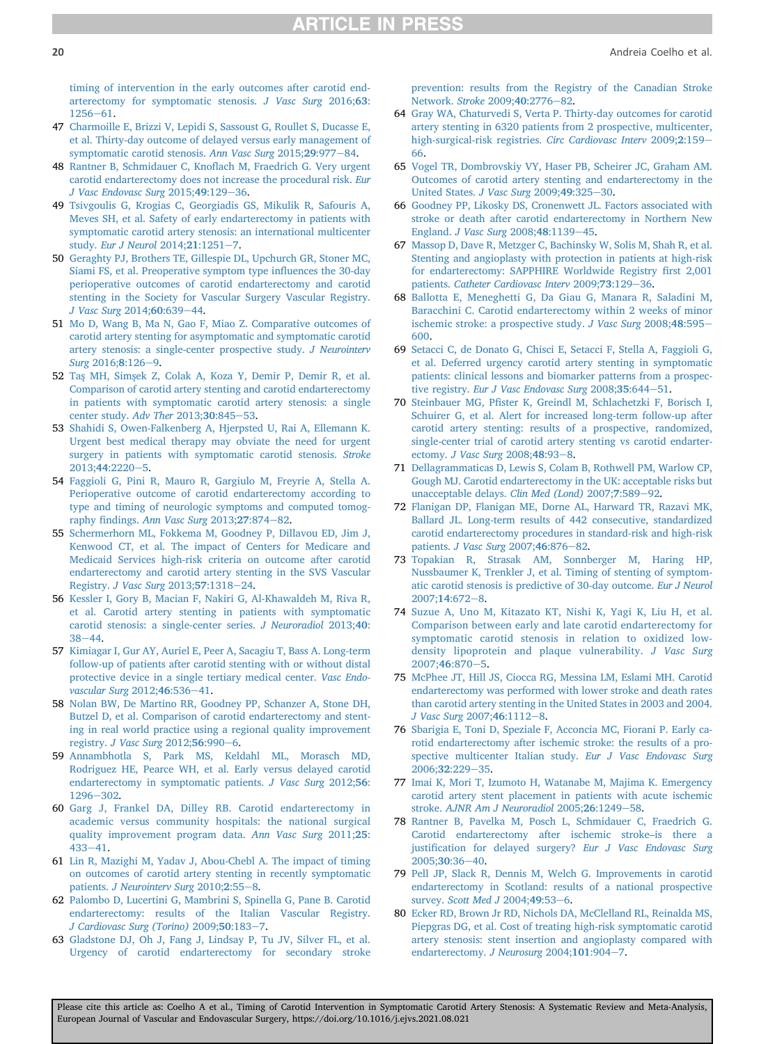timing of intervention in the early outcomes after carotid endarterectomy for symptomatic stenosis. *J Vasc Surg* 2016;**63**:1256–61.

47 Charmoille E, Brizzi V, Lepidi S, Sassoust G, Roullet S, Ducasse E, et al. Thirty-day outcome of delayed versus early management of symptomatic carotid stenosis. *Ann Vasc Surg* 2015;**29**:977–84.

48 Rantner B, Schmidauer C, Knoflach M, Fraedrich G. Very urgent carotid endarterectomy does not increase the procedural risk. *Eur J Vasc Endovasc Surg* 2015;**49**:129–36.

49 Tsivgoulis G, Krogias C, Georgiadis GS, Mikulik R, Safouris A, Meves SH, et al. Safety of early endarterectomy in patients with symptomatic carotid artery stenosis: an international multicenter study. *Eur J Neurol* 2014;**21**:1251–7.

50 Geraghty PJ, Brothers TE, Gillespie DL, Upchurch GR, Stoner MC, Siami FS, et al. Preoperative symptom type influences the 30-day perioperative outcomes of carotid endarterectomy and carotid stenting in the Society for Vascular Surgery Vascular Registry. *J Vasc Surg* 2014;**60**:639–44.

51 Mo D, Wang B, Ma N, Gao F, Miao Z. Comparative outcomes of carotid artery stenting for asymptomatic and symptomatic carotid artery stenosis: a single-center prospective study. *J Neurointerv Surg* 2016;**8**:126–9.

52 Taş MH, Simşek Z, Colak A, Koza Y, Demir P, Demir R, et al. Comparison of carotid artery stenting and carotid endarterectomy in patients with symptomatic carotid artery stenosis: a single center study. *Adv Ther* 2013;**30**:845–53.

53 Shahidi S, Owen-Falkenberg A, Hjerpsted U, Rai A, Ellemann K. Urgent best medical therapy may obviate the need for urgent surgery in patients with symptomatic carotid stenosis. *Stroke* 2013;**44**:2220–5.

54 Faggioli G, Pini R, Mauro R, Gargiulo M, Freyrie A, Stella A. Perioperative outcome of carotid endarterectomy according to type and timing of neurologic symptoms and computed tomography findings. *Ann Vasc Surg* 2013;**27**:874–82.

55 Schermerhorn ML, Fokkema M, Goodney P, Dillavou ED, Jim J, Kenwood CT, et al. The impact of Centers for Medicare and Medicaid Services high-risk criteria on outcome after carotid endarterectomy and carotid artery stenting in the SVS Vascular Registry. *J Vasc Surg* 2013;**57**:1318–24.

56 Kessler I, Gory B, Macian F, Nakiri G, Al-Khawaldeh M, Riva R, et al. Carotid artery stenting in patients with symptomatic carotid stenosis: a single-center series. *J Neuroradiol* 2013;**40**:38–44.

57 Kimiagar I, Gur AY, Auriel E, Peer A, Sacagiu T, Bass A. Long-term follow-up of patients after carotid stenting with or without distal protective device in a single tertiary medical center. *Vasc Endovascular Surg* 2012;**46**:536–41.

58 Nolan BW, De Martino RR, Goodney PP, Schanzer A, Stone DH, Butzel D, et al. Comparison of carotid endarterectomy and stenting in real world practice using a regional quality improvement registry. *J Vasc Surg* 2012;**56**:990–6.

59 Annambhotla S, Park MS, Keldahl ML, Morasch MD, Rodriguez HE, Pearce WH, et al. Early versus delayed carotid endarterectomy in symptomatic patients. *J Vasc Surg* 2012;**56**:1296–302.

60 Garg J, Frankel DA, Dilley RB. Carotid endarterectomy in academic versus community hospitals: the national surgical quality improvement program data. *Ann Vasc Surg* 2011;**25**:433–41.

61 Lin R, Mazighi M, Yadav J, Abou-Chebl A. The impact of timing on outcomes of carotid artery stenting in recently symptomatic patients. *J Neurointerv Surg* 2010;**2**:55–8.

62 Palombo D, Lucertini G, Mambrini S, Spinella G, Pane B. Carotid endarterectomy: results of the Italian Vascular Registry. *J Cardiovasc Surg (Torino)* 2009;**50**:183–7.

63 Gladstone DJ, Oh J, Fang J, Lindsay P, Tu JV, Silver FL, et al. Urgency of carotid endarterectomy for secondary stroke prevention: results from the Registry of the Canadian Stroke Network. *Stroke* 2009;**40**:2776–82.

64 Gray WA, Chaturvedi S, Verta P. Thirty-day outcomes for carotid artery stenting in 6320 patients from 2 prospective, multicenter, high-surgical-risk registries. *Circ Cardiovasc Interv* 2009;**2**:159–66.

65 Vogel TR, Dombrovskiy VY, Haser PB, Scheirer JC, Graham AM. Outcomes of carotid artery stenting and endarterectomy in the United States. *J Vasc Surg* 2009;**49**:325–30.

66 Goodney PP, Likosky DS, Cronenwett JL. Factors associated with stroke or death after carotid endarterectomy in Northern New England. *J Vasc Surg* 2008;**48**:1139–45.

67 Massop D, Dave R, Metzger C, Bachinsky W, Solis M, Shah R, et al. Stenting and angioplasty with protection in patients at high-risk for endarterectomy: SAPPHIRE Worldwide Registry first 2,001 patients. *Catheter Cardiovasc Interv* 2009;**73**:129–36.

68 Ballotta E, Meneghetti G, Da Giau G, Manara R, Saladini M, Baracchini C. Carotid endarterectomy within 2 weeks of minor ischemic stroke: a prospective study. *J Vasc Surg* 2008;**48**:595–600.

69 Setacci C, de Donato G, Chisci E, Setacci F, Stella A, Faggioli G, et al. Deferred urgency carotid artery stenting in symptomatic patients: clinical lessons and biomarker patterns from a prospective registry. *Eur J Vasc Endovasc Surg* 2008;**35**:644–51.

70 Steinbauer MG, Pfister K, Greindl M, Schlachetzki F, Borisch I, Schuirer G, et al. Alert for increased long-term follow-up after carotid artery stenting: results of a prospective, randomized, single-center trial of carotid artery stenting vs carotid endarterectomy. *J Vasc Surg* 2008;**48**:93–8.

71 Dellagrammaticas D, Lewis S, Colam B, Rothwell PM, Warlow CP, Gough MJ. Carotid endarterectomy in the UK: acceptable risks but unacceptable delays. *Clin Med (Lond)* 2007;**7**:589–92.

72 Flanigan DP, Flanigan ME, Dorne AL, Harward TR, Razavi MK, Ballard JL. Long-term results of 442 consecutive, standardized carotid endarterectomy procedures in standard-risk and high-risk patients. *J Vasc Surg* 2007;**46**:876–82.

73 Topakian R, Strasak AM, Sonnberger M, Haring HP, Nussbaumer K, Trenkler J, et al. Timing of stenting of symptomatic carotid stenosis is predictive of 30-day outcome. *Eur J Neurol* 2007;**14**:672–8.

74 Suzue A, Uno M, Kitazato KT, Nishi K, Yagi K, Liu H, et al. Comparison between early and late carotid endarterectomy for symptomatic carotid stenosis in relation to oxidized low-density lipoprotein and plaque vulnerability. *J Vasc Surg* 2007;**46**:870–5.

75 McPhee JT, Hill JS, Ciocca RG, Messina LM, Eslami MH. Carotid endarterectomy was performed with lower stroke and death rates than carotid artery stenting in the United States in 2003 and 2004. *J Vasc Surg* 2007;**46**:1112–8.

76 Sbarigia E, Toni D, Speziale F, Acconcia MC, Fiorani P. Early carotid endarterectomy after ischemic stroke: the results of a prospective multicenter Italian study. *Eur J Vasc Endovasc Surg* 2006;**32**:229–35.

77 Imai K, Mori T, Izumoto H, Watanabe M, Majima K. Emergency carotid artery stent placement in patients with acute ischemic stroke. *AJNR Am J Neuroradiol* 2005;**26**:1249–58.

78 Rantner B, Pavelka M, Posch L, Schmidauer C, Fraedrich G. Carotid endarterectomy after ischemic stroke–is there a justification for delayed surgery? *Eur J Vasc Endovasc Surg* 2005;**30**:36–40.

79 Pell JP, Slack R, Dennis M, Welch G. Improvements in carotid endarterectomy in Scotland: results of a national prospective survey. *Scott Med J* 2004;**49**:53–6.

80 Ecker RD, Brown Jr RD, Nichols DA, McClelland RL, Reinalda MS, Piepgras DG, et al. Cost of treating high-risk symptomatic carotid artery stenosis: stent insertion and angioplasty compared with endarterectomy. *J Neurosurg* 2004;**101**:904–7.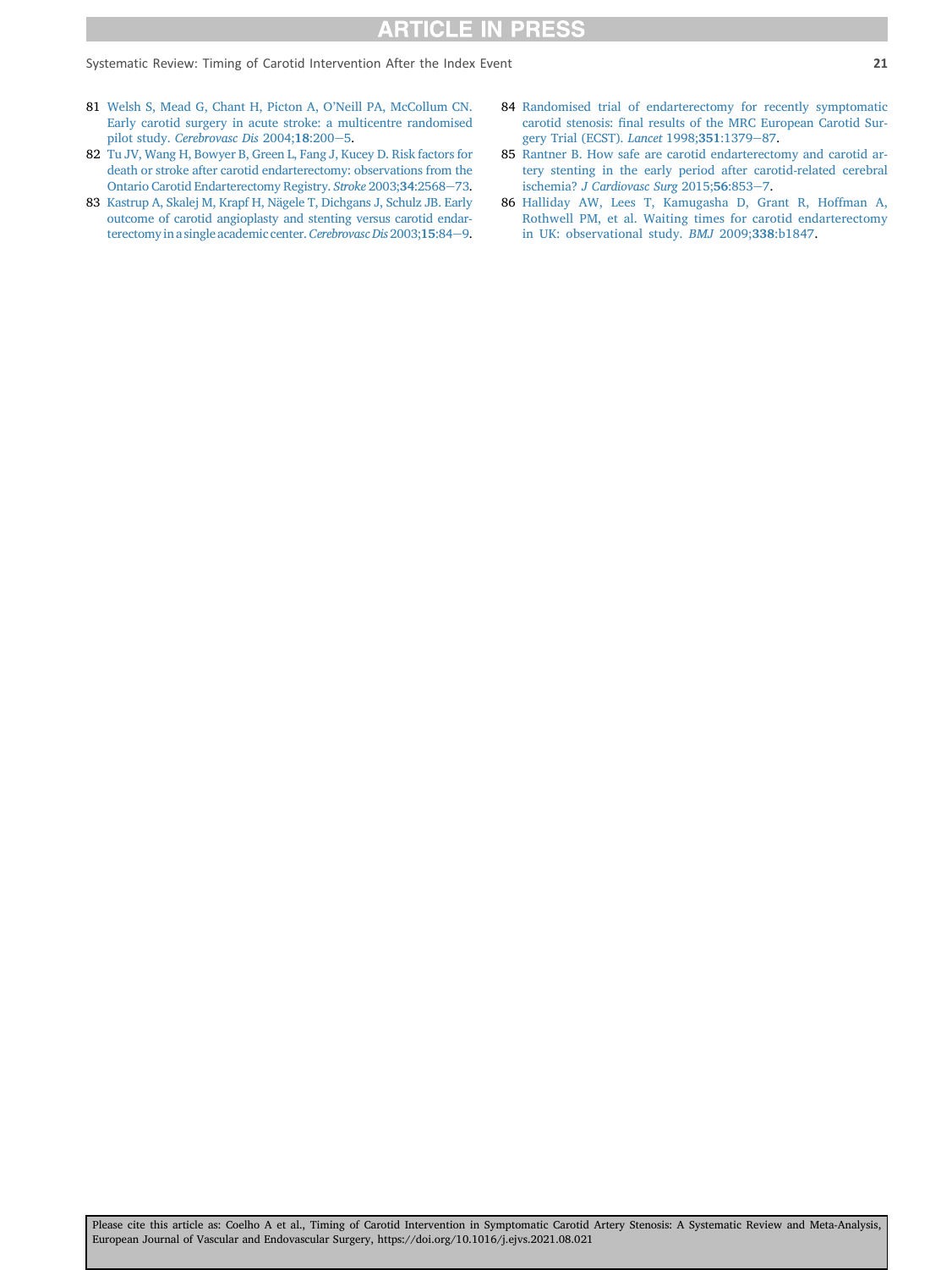81 Welsh S, Mead G, Chant H, Picton A, O'Neill PA, McCollum CN. Early carotid surgery in acute stroke: a multicentre randomised pilot study. *Cerebrovasc Dis* 2004;**18**:200–5.

82 Tu JV, Wang H, Bowyer B, Green L, Fang J, Kucey D. Risk factors for death or stroke after carotid endarterectomy: observations from the Ontario Carotid Endarterectomy Registry. *Stroke* 2003;**34**:2568–73.

83 Kastrup A, Skalej M, Krapf H, Nägele T, Dichgans J, Schulz JB. Early outcome of carotid angioplasty and stenting versus carotid endarterectomy in a single academic center. *Cerebrovasc Dis* 2003;**15**:84–9.

84 Randomised trial of endarterectomy for recently symptomatic carotid stenosis: final results of the MRC European Carotid Surgery Trial (ECST). *Lancet* 1998;**351**:1379–87.

85 Rantner B. How safe are carotid endarterectomy and carotid artery stenting in the early period after carotid-related cerebral ischemia? *J Cardiovasc Surg* 2015;**56**:853–7.

86 Halliday AW, Lees T, Kamugasha D, Grant R, Hoffman A, Rothwell PM, et al. Waiting times for carotid endarterectomy in UK: observational study. *BMJ* 2009;**338**:b1847.